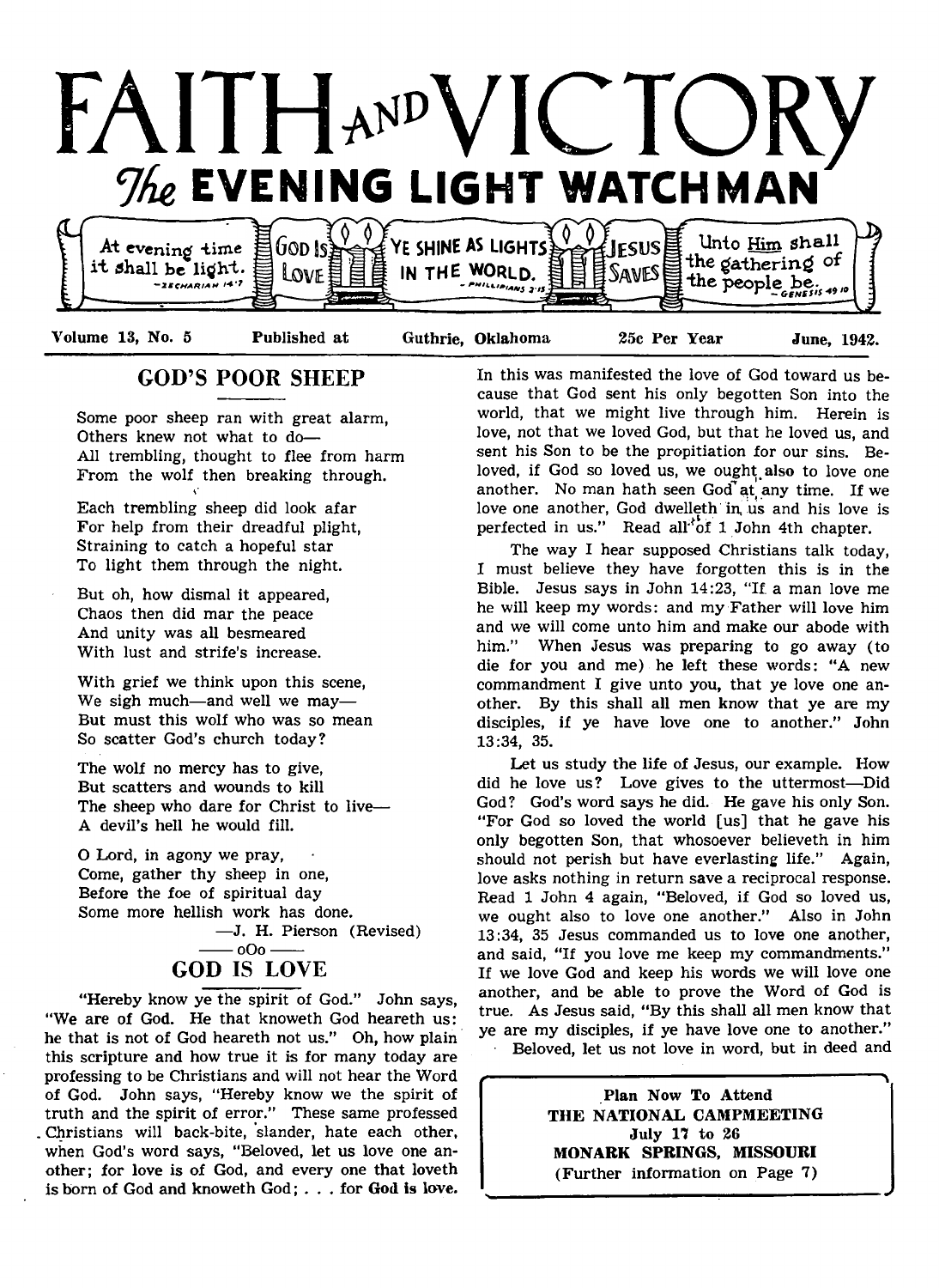# FAITH AND VICTORY

## The EVENING LIGHT WATCHMAN

At evening time it shall be light. —Zechariah 14:7 | GOD IS LOVE | YE SHINE AS LIGHTS IN THE WORLD. —Philippians 2:15 | JESUS SAVES | Unto Him shall the gathering of the people be. —Genesis 49:10

Volume 13, No. 5 — Published at Guthrie, Oklahoma — 25c Per Year — June, 1942.

## GOD'S POOR SHEEP

Some poor sheep ran with great alarm,
Others knew not what to do—
All trembling, thought to flee from harm
From the wolf then breaking through.

Each trembling sheep did look afar
For help from their dreadful plight,
Straining to catch a hopeful star
To light them through the night.

But oh, how dismal it appeared,
Chaos then did mar the peace
And unity was all besmeared
With lust and strife's increase.

With grief we think upon this scene,
We sigh much—and well we may—
But must this wolf who was so mean
So scatter God's church today?

The wolf no mercy has to give,
But scatters and wounds to kill
The sheep who dare for Christ to live—
A devil's hell he would fill.

O Lord, in agony we pray,
Come, gather thy sheep in one,
Before the foe of spiritual day
Some more hellish work has done.

—J. H. Pierson (Revised)

—— oOo ——

## GOD IS LOVE

"Hereby know ye the spirit of God." John says, "We are of God. He that knoweth God heareth us: he that is not of God heareth not us." Oh, how plain this scripture and how true it is for many today are professing to be Christians and will not hear the Word of God. John says, "Hereby know we the spirit of truth and the spirit of error." These same professed Christians will back-bite, slander, hate each other, when God's word says, "Beloved, let us love one another; for love is of God, and every one that loveth is born of God and knoweth God; . . . for **God is love.** In this was manifested the love of God toward us because that God sent his only begotten Son into the world, that we might live through him. Herein is love, not that we loved God, but that he loved us, and sent his Son to be the propitiation for our sins. Beloved, if God so loved us, we ought also to love one another. No man hath seen God at any time. If we love one another, God dwelleth in us and his love is perfected in us." Read all of 1 John 4th chapter.

The way I hear supposed Christians talk today, I must believe they have forgotten this is in the Bible. Jesus says in John 14:23, "If a man love me he will keep my words: and my Father will love him and we will come unto him and make our abode with him." When Jesus was preparing to go away (to die for you and me) he left these words: "A new commandment I give unto you, that ye love one another. By this shall all men know that ye are my disciples, if ye have love one to another." John 13:34, 35.

Let us study the life of Jesus, our example. How did he love us? Love gives to the uttermost—Did God? God's word says he did. He gave his only Son. "For God so loved the world [us] that he gave his only begotten Son, that whosoever believeth in him should not perish but have everlasting life." Again, love asks nothing in return save a reciprocal response. Read 1 John 4 again, "Beloved, if God so loved us, we ought also to love one another." Also in John 13:34, 35 Jesus commanded us to love one another, and said, "If you love me keep my commandments." If we love God and keep his words we will love one another, and be able to prove the Word of God is true. As Jesus said, "By this shall all men know that ye are my disciples, if ye have love one to another."

Beloved, let us not love in word, but in deed and

---

**Plan Now To Attend**
**THE NATIONAL CAMPMEETING**
**July 17 to 26**
**MONARK SPRINGS, MISSOURI**
**(Further information on Page 7)**

---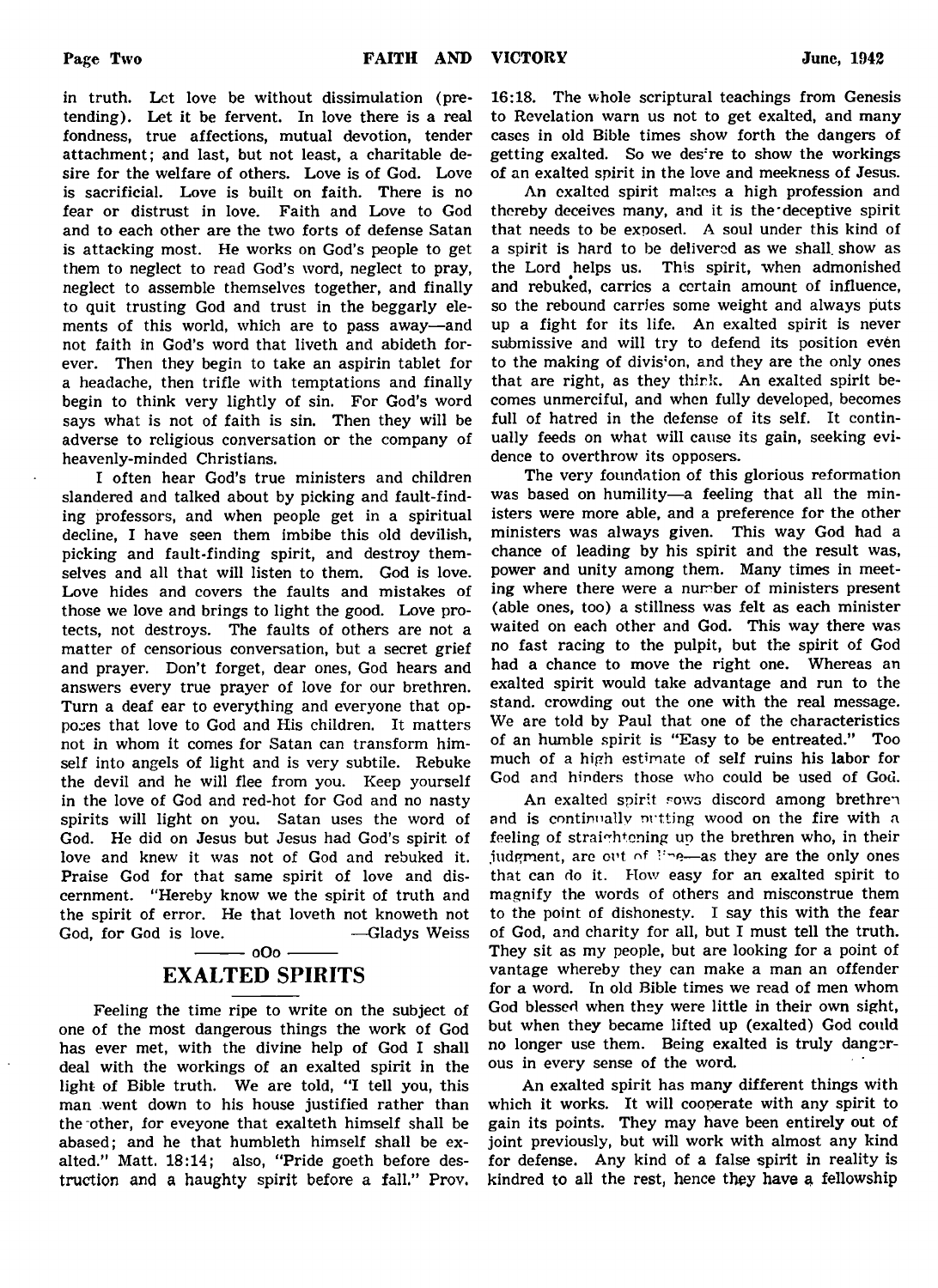in truth. Let love be without dissimulation (pretending). Let it be fervent. In love there is a real fondness, true affections, mutual devotion, tender attachment; and last, but not least, a charitable desire for the welfare of others. Love is of God. Love is sacrificial. Love is built on faith. There is no fear or distrust in love. Faith and Love to God and to each other are the two forts of defense Satan is attacking most. He works on God's people to get them to neglect to read God's word, neglect to pray, neglect to assemble themselves together, and finally to quit trusting God and trust in the beggarly elements of this world, which are to pass away—and not faith in God's word that liveth and abideth forever. Then they begin to take an aspirin tablet for a headache, then trifle with temptations and finally begin to think very lightly of sin. For God's word says what is not of faith is sin. Then they will be adverse to religious conversation or the company of heavenly-minded Christians.

I often hear God's true ministers and children slandered and talked about by picking and fault-finding professors, and when people get in a spiritual decline, I have seen them imbibe this old devilish, picking and fault-finding spirit, and destroy themselves and all that will listen to them. God is love. Love hides and covers the faults and mistakes of those we love and brings to light the good. Love protects, not destroys. The faults of others are not a matter of censorious conversation, but a secret grief and prayer. Don't forget, dear ones, God hears and answers every true prayer of love for our brethren. Turn a deaf ear to everything and everyone that opposes that love to God and His children. It matters not in whom it comes for Satan can transform himself into angels of light and is very subtile. Rebuke the devil and he will flee from you. Keep yourself in the love of God and red-hot for God and no nasty spirits will light on you. Satan uses the word of God. He did on Jesus but Jesus had God's spirit of love and knew it was not of God and rebuked it. Praise God for that same spirit of love and discernment. "Hereby know we the spirit of truth and the spirit of error. He that loveth not knoweth not God, for God is love. —Gladys Weiss

———— oOo ————

## EXALTED SPIRITS

Feeling the time ripe to write on the subject of one of the most dangerous things the work of God has ever met, with the divine help of God I shall deal with the workings of an exalted spirit in the light of Bible truth. We are told, "I tell you, this man went down to his house justified rather than the other, for eveyone that exalteth himself shall be abased; and he that humbleth himself shall be exalted." Matt. 18:14; also, "Pride goeth before destruction and a haughty spirit before a fall." Prov. 16:18. The whole scriptural teachings from Genesis to Revelation warn us not to get exalted, and many cases in old Bible times show forth the dangers of getting exalted. So we desire to show the workings of an exalted spirit in the love and meekness of Jesus.

An exalted spirit makes a high profession and thereby deceives many, and it is the deceptive spirit that needs to be exposed. A soul under this kind of a spirit is hard to be delivered as we shall show as the Lord helps us. This spirit, when admonished and rebuked, carries a certain amount of influence, so the rebound carries some weight and always puts up a fight for its life. An exalted spirit is never submissive and will try to defend its position even to the making of division, and they are the only ones that are right, as they think. An exalted spirit becomes unmerciful, and when fully developed, becomes full of hatred in the defense of its self. It continually feeds on what will cause its gain, seeking evidence to overthrow its opposers.

The very foundation of this glorious reformation was based on humility—a feeling that all the ministers were more able, and a preference for the other ministers was always given. This way God had a chance of leading by his spirit and the result was, power and unity among them. Many times in meeting where there were a number of ministers present (able ones, too) a stillness was felt as each minister waited on each other and God. This way there was no fast racing to the pulpit, but the spirit of God had a chance to move the right one. Whereas an exalted spirit would take advantage and run to the stand. crowding out the one with the real message. We are told by Paul that one of the characteristics of an humble spirit is "Easy to be entreated." Too much of a high estimate of self ruins his labor for God and hinders those who could be used of God.

An exalted spirit sows discord among brethren and is continually putting wood on the fire with a feeling of straightening up the brethren who, in their judgment, are out of line—as they are the only ones that can do it. How easy for an exalted spirit to magnify the words of others and misconstrue them to the point of dishonesty. I say this with the fear of God, and charity for all, but I must tell the truth. They sit as my people, but are looking for a point of vantage whereby they can make a man an offender for a word. In old Bible times we read of men whom God blessed when they were little in their own sight, but when they became lifted up (exalted) God could no longer use them. Being exalted is truly dangerous in every sense of the word.

An exalted spirit has many different things with which it works. It will cooperate with any spirit to gain its points. They may have been entirely out of joint previously, but will work with almost any kind for defense. Any kind of a false spirit in reality is kindred to all the rest, hence they have a fellowship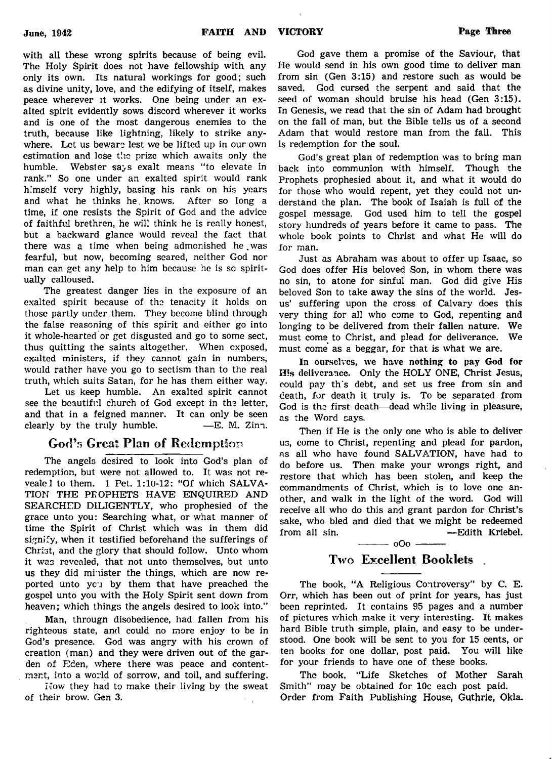with all these wrong spirits because of being evil. The Holy Spirit does not have fellowship with any only its own. Its natural workings for good; such as divine unity, love, and the edifying of itself, makes peace wherever it works. One being under an exalted spirit evidently sows discord wherever it works and is one of the most dangerous enemies to the truth, because like lightning, likely to strike anywhere. Let us beware lest we be lifted up in our own estimation and lose the prize which awaits only the humble. Webster says exalt means "to elevate in rank." So one under an exalted spirit would rank himself very highly, basing his rank on his years and what he thinks he knows. After so long a time, if one resists the Spirit of God and the advice of faithful brethren, he will think he is really honest, but a backward glance would reveal the fact that there was a time when being admonished he was fearful, but now, becoming seared, neither God nor man can get any help to him because he is so spiritually calloused.

The greatest danger lies in the exposure of an exalted spirit because of the tenacity it holds on those partly under them. They become blind through the false reasoning of this spirit and either go into it whole-hearted or get disgusted and go to some sect, thus quitting the saints altogether. When exposed, exalted ministers, if they cannot gain in numbers, would rather have you go to sectism than to the real truth, which suits Satan, for he has them either way.

Let us keep humble. An exalted spirit cannot see the beautiful church of God except in the letter, and that in a feigned manner. It can only be seen clearly by the truly humble. —E. M. Zinn.

## God's Great Plan of Redemption

The angels desired to look into God's plan of redemption, but were not allowed to. It was not revealed to them. 1 Pet. 1:10-12: "Of which SALVATION THE PROPHETS HAVE ENQUIRED AND SEARCHED DILIGENTLY, who prophesied of the grace unto you: Searching what, or what manner of time the Spirit of Christ which was in them did signify, when it testified beforehand the sufferings of Christ, and the glory that should follow. Unto whom it was revealed, that not unto themselves, but unto us they did minister the things, which are now reported unto you by them that have preached the gospel unto you with the Holy Spirit sent down from heaven; which things the angels desired to look into."

Man, througn disobedience, had fallen from his righteous state, and could no more enjoy to be in God's presence. God was angry with his crown of creation (man) and they were driven out of the garden of Eden, where there was peace and contentment, into a world of sorrow, and toil, and suffering.

Now they had to make their living by the sweat of their brow. Gen 3.

God gave them a promise of the Saviour, that He would send in his own good time to deliver man from sin (Gen 3:15) and restore such as would be saved. God cursed the serpent and said that the seed of woman should bruise his head (Gen 3:15). In Genesis, we read that the sin of Adam had brought on the fall of man, but the Bible tells us of a second Adam that would restore man from the fall. This is redemption for the soul.

God's great plan of redemption was to bring man back into communion with himself. Though the Prophets prophesied about it, and what it would do for those who would repent, yet they could not understand the plan. The book of Isaiah is full of the gospel message. God used him to tell the gospel story hundreds of years before it came to pass. The whole book points to Christ and what He will do for man.

Just as Abraham was about to offer up Isaac, so God does offer His beloved Son, in whom there was no sin, to atone for sinful man. God did give His beloved Son to take away the sins of the world. Jesus' suffering upon the cross of Calvary does this very thing for all who come to God, repenting and longing to be delivered from their fallen nature. We must come to Christ, and plead for deliverance. We must come as a beggar, for that is what we are.

**In ourselves, we have nothing to pay God for His deliverance.** Only the HOLY ONE, Christ Jesus, could pay this debt, and set us free from sin and death, for death it truly is. To be separated from God is the first death—dead while living in pleasure, as the Word says.

Then if He is the only one who is able to deliver us, come to Christ, repenting and plead for pardon, as all who have found SALVATION, have had to do before us. Then make your wrongs right, and restore that which has been stolen, and keep the commandments of Christ, which is to love one another, and walk in the light of the word. God will receive all who do this and grant pardon for Christ's sake, who bled and died that we might be redeemed from all sin. —Edith Kriebel.

oOo

## Two Excellent Booklets

The book, "A Religious Controversy" by C. E. Orr, which has been out of print for years, has just been reprinted. It contains 95 pages and a number of pictures which make it very interesting. It makes hard Bible truth simple, plain, and easy to be understood. One book will be sent to you for 15 cents, or ten books for one dollar, post paid. You will like for your friends to have one of these books.

The book, "Life Sketches of Mother Sarah Smith" may be obtained for 10c each post paid.

Order from Faith Publishing House, Guthrie, Okla.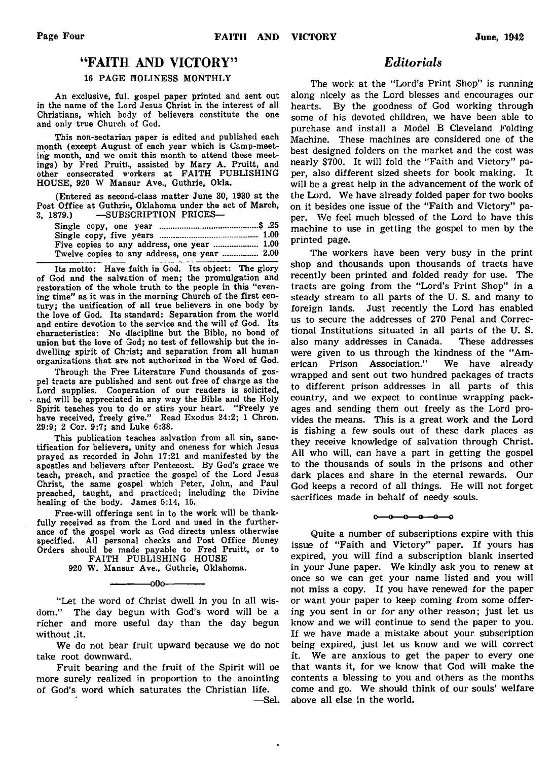## "FAITH AND VICTORY"

### 16 PAGE HOLINESS MONTHLY

An exclusive, full gospel paper printed and sent out in the name of the Lord Jesus Christ in the interest of all Christians, which body of believers constitute the one and only true Church of God.

This non-sectarian paper is edited and published each month (except August of each year which is Camp-meeting month, and we omit this month to attend these meetings) by Fred Pruitt, assisted by Mary A. Pruitt, and other consecrated workers at FAITH PUBLISHING HOUSE, 920 W Mansur Ave., Guthrie, Okla.

(Entered as second-class matter June 30, 1930 at the Post Office at Guthrie, Oklahoma under the act of March, 3, 1879.) —SUBSCRIPTION PRICES—

| | |
|---|---|
| Single copy, one year | $ .25 |
| Single copy, five years | 1.00 |
| Five copies to any address, one year | 1.00 |
| Twelve copies to any address, one year | 2.00 |

Its motto: Have faith in God. Its object: The glory of God and the salvation of men; the promulgation and restoration of the whole truth to the people in this "evening time" as it was in the morning Church of the first century; the unification of all true believers in one body by the love of God. Its standard: Separation from the world and entire devotion to the service and the will of God. Its characteristics: No discipline but the Bible, no bond of union but the love of God; no test of fellowship but the indwelling spirit of Christ; and separation from all human organizations that are not authorized in the Word of God.

Through the Free Literature Fund thousands of gospel tracts are published and sent out free of charge as the Lord supplies. Cooperation of our readers is solicited, and will be appreciated in any way the Bible and the Holy Spirit teaches you to do or stirs your heart. "Freely ye have received, freely give." Read Exodus 24:2; 1 Chron. 29:9; 2 Cor. 9:7; and Luke 6:38.

This publication teaches salvation from all sin, sanctification for believers, unity and oneness for which Jesus prayed as recorded in John 17:21 and manifested by the apostles and believers after Pentecost. By God's grace we teach, preach, and practice the gospel of the Lord Jesus Christ, the same gospel which Peter, John, and Paul preached, taught, and practiced; including the Divine healing of the body. James 5:14, 15.

Free-will offerings sent in to the work will be thankfully received as from the Lord and used in the furtherance of the gospel work as God directs unless otherwise specified. All personal checks and Post Office Money Orders should be made payable to Fred Pruitt, or to FAITH PUBLISHING HOUSE
920 W. Mansur Ave., Guthrie, Oklahoma.

—oOo—

"Let the word of Christ dwell in you in all wisdom." The day begun with God's word will be a richer and more useful day than the day begun without it.

We do not bear fruit upward because we do not take root downward.

Fruit bearing and the fruit of the Spirit will be more surely realized in proportion to the anointing of God's word which saturates the Christian life.

—Sel.

## *Editorials*

The work at the "Lord's Print Shop" is running along nicely as the Lord blesses and encourages our hearts. By the goodness of God working through some of his devoted children, we have been able to purchase and install a Model B Cleveland Folding Machine. These machines are considered one of the best designed folders on the market and the cost was nearly $700. It will fold the "Faith and Victory" paper, also different sized sheets for book making. It will be a great help in the advancement of the work of the Lord. We have already folded paper for two books on it besides one issue of the "Faith and Victory" paper. We feel much blessed of the Lord to have this machine to use in getting the gospel to men by the printed page.

The workers have been very busy in the print shop and thousands upon thousands of tracts have recently been printed and folded ready for use. The tracts are going from the "Lord's Print Shop" in a steady stream to all parts of the U. S. and many to foreign lands. Just recently the Lord has enabled us to secure the addresses of 270 Penal and Correctional Institutions situated in all parts of the U. S. also many addresses in Canada. These addresses were given to us through the kindness of the "American Prison Association." We have already wrapped and sent out two hundred packages of tracts to different prison addresses in all parts of this country, and we expect to continue wrapping packages and sending them out freely as the Lord provides the means. This is a great work and the Lord is fishing a few souls out of these dark places as they receive knowledge of salvation through Christ. All who will, can have a part in getting the gospel to the thousands of souls in the prisons and other dark places and share in the eternal rewards. Our God keeps a record of all things. He will not forget sacrifices made in behalf of needy souls.

o—o—o—o—o—o

Quite a number of subscriptions expire with this issue of "Faith and Victory" paper. If yours has expired, you will find a subscription blank inserted in your June paper. We kindly ask you to renew at once so we can get your name listed and you will not miss a copy. If you have renewed for the paper or want your paper to keep coming from some offering you sent in or for any other reason; just let us know and we will continue to send the paper to you. If we have made a mistake about your subscription being expired, just let us know and we will correct it. We are anxious to get the paper to every one that wants it, for we know that God will make the contents a blessing to you and others as the months come and go. We should think of our souls' welfare above all else in the world.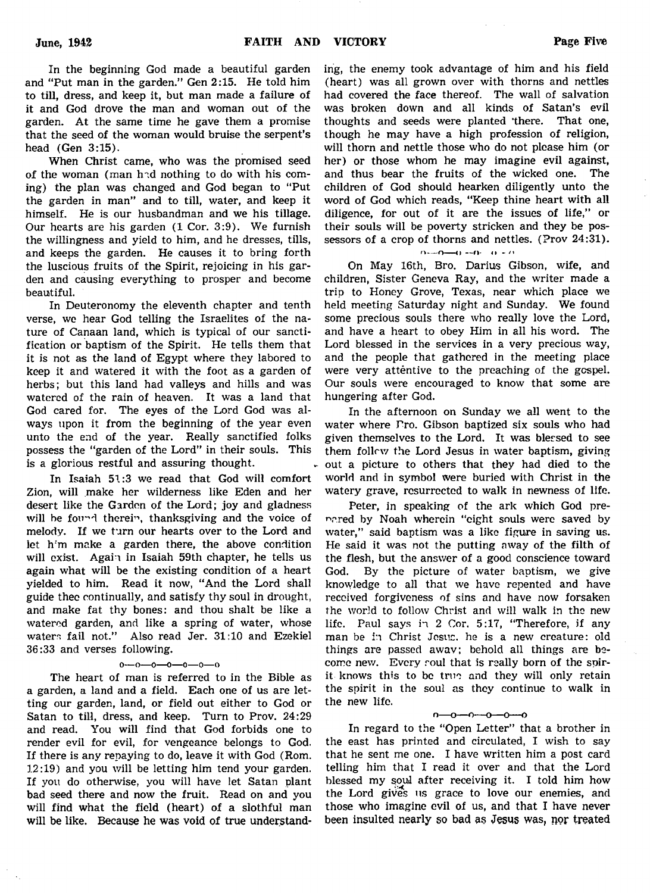In the beginning God made a beautiful garden and "Put man in the garden." Gen 2:15. He told him to till, dress, and keep it, but man made a failure of it and God drove the man and woman out of the garden. At the same time he gave them a promise that the seed of the woman would bruise the serpent's head (Gen 3:15).

When Christ came, who was the promised seed of the woman (man had nothing to do with his coming) the plan was changed and God began to "Put the garden in man" and to till, water, and keep it himself. He is our husbandman and we his tillage. Our hearts are his garden (1 Cor. 3:9). We furnish the willingness and yield to him, and he dresses, tills, and keeps the garden. He causes it to bring forth the luscious fruits of the Spirit, rejoicing in his garden and causing everything to prosper and become beautiful.

In Deuteronomy the eleventh chapter and tenth verse, we hear God telling the Israelites of the nature of Canaan land, which is typical of our sanctification or baptism of the Spirit. He tells them that it is not as the land of Egypt where they labored to keep it and watered it with the foot as a garden of herbs; but this land had valleys and hills and was watered of the rain of heaven. It was a land that God cared for. The eyes of the Lord God was always upon it from the beginning of the year even unto the end of the year. Really sanctified folks possess the "garden of the Lord" in their souls. This is a glorious restful and assuring thought.

In Isaiah 51:3 we read that God will comfort Zion, will make her wilderness like Eden and her desert like the Garden of the Lord; joy and gladness will be found therein, thanksgiving and the voice of melody. If we turn our hearts over to the Lord and let him make a garden there, the above condition will exist. Again in Isaiah 59th chapter, he tells us again what will be the existing condition of a heart yielded to him. Read it now, "And the Lord shall guide thee continually, and satisfy thy soul in drought, and make fat thy bones: and thou shalt be like a watered garden, and like a spring of water, whose waters fail not." Also read Jer. 31:10 and Ezekiel 36:33 and verses following.

o—o—o—o—o—o—o

The heart of man is referred to in the Bible as a garden, a land and a field. Each one of us are letting our garden, land, or field out either to God or Satan to till, dress, and keep. Turn to Prov. 24:29 and read. You will find that God forbids one to render evil for evil, for vengeance belongs to God. If there is any repaying to do, leave it with God (Rom. 12:19) and you will be letting him tend your garden. If you do otherwise, you will have let Satan plant bad seed there and now the fruit. Read on and you will find what the field (heart) of a slothful man will be like. Because he was void of true understanding, the enemy took advantage of him and his field (heart) was all grown over with thorns and nettles had covered the face thereof. The wall of salvation was broken down and all kinds of Satan's evil thoughts and seeds were planted there. That one, though he may have a high profession of religion, will thorn and nettle those who do not please him (or her) or those whom he may imagine evil against, and thus bear the fruits of the wicked one. The children of God should hearken diligently unto the word of God which reads, "Keep thine heart with all diligence, for out of it are the issues of life," or their souls will be poverty stricken and they be possessors of a crop of thorns and nettles. (Prov 24:31).

o—o—o—o—o

On May 16th, Bro. Darius Gibson, wife, and children, Sister Geneva Ray, and the writer made a trip to Honey Grove, Texas, near which place we held meeting Saturday night and Sunday. We found some precious souls there who really love the Lord, and have a heart to obey Him in all his word. The Lord blessed in the services in a very precious way, and the people that gathered in the meeting place were very attentive to the preaching of the gospel. Our souls were encouraged to know that some are hungering after God.

In the afternoon on Sunday we all went to the water where Bro. Gibson baptized six souls who had given themselves to the Lord. It was blessed to see them follow the Lord Jesus in water baptism, giving out a picture to others that they had died to the world and in symbol were buried with Christ in the watery grave, resurrected to walk in newness of life.

Peter, in speaking of the ark which God prepared by Noah wherein "eight souls were saved by water," said baptism was a like figure in saving us. He said it was not the putting away of the filth of the flesh, but the answer of a good conscience toward God. By the picture of water baptism, we give knowledge to all that we have repented and have received forgiveness of sins and have now forsaken the world to follow Christ and will walk in the new life. Paul says in 2 Cor. 5:17, "Therefore, if any man be in Christ Jesus, he is a new creature: old things are passed away; behold all things are become new. Every soul that is really born of the spirit knows this to be true and they will only retain the spirit in the soul as they continue to walk in the new life.

o—o—o—o—o—o

In regard to the "Open Letter" that a brother in the east has printed and circulated, I wish to say that he sent me one. I have written him a post card telling him that I read it over and that the Lord blessed my soul after receiving it. I told him how the Lord gives us grace to love our enemies, and those who imagine evil of us, and that I have never been insulted nearly so bad as Jesus was, nor treated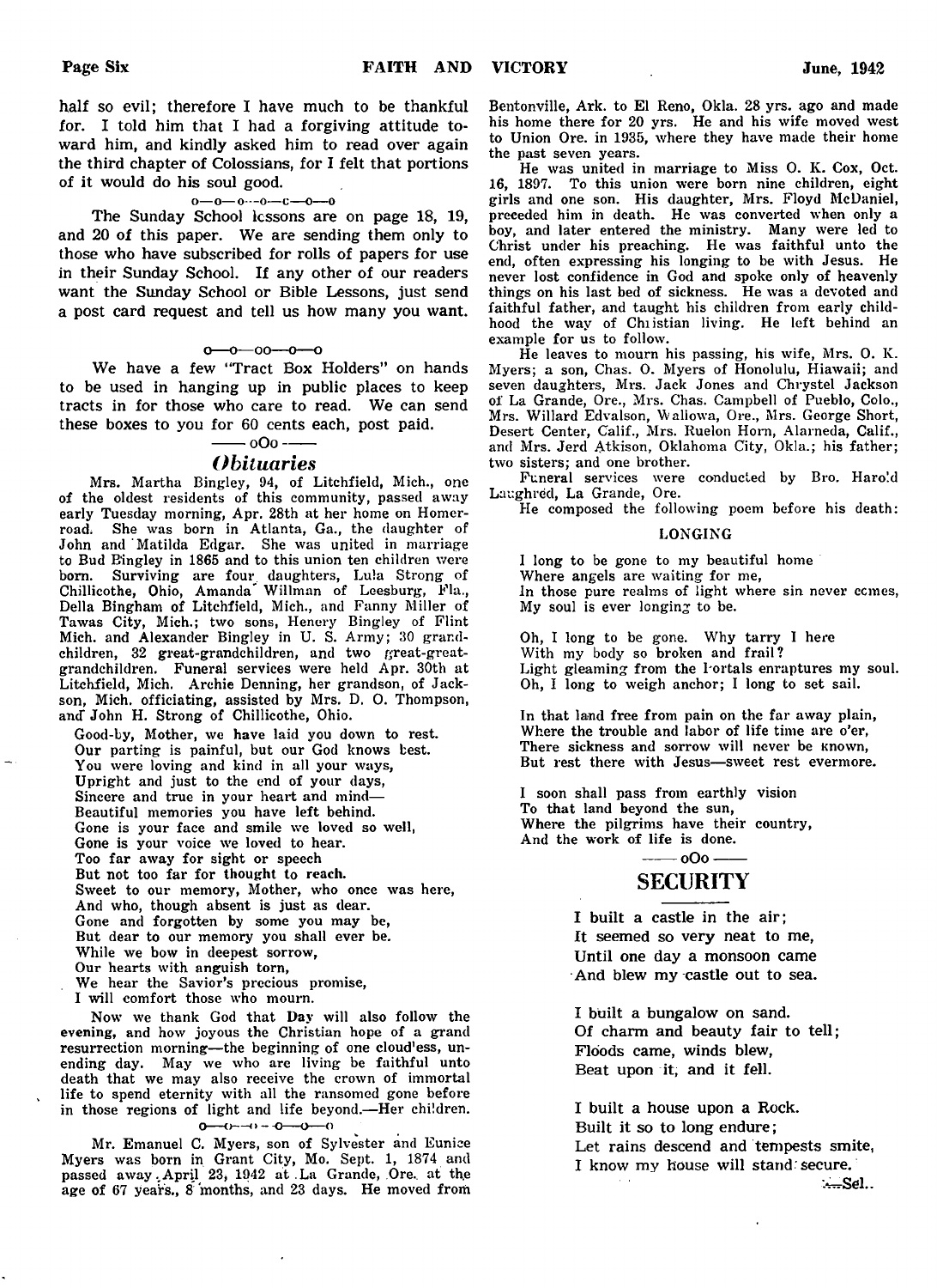half so evil; therefore I have much to be thankful for. I told him that I had a forgiving attitude toward him, and kindly asked him to read over again the third chapter of Colossians, for I felt that portions of it would do his soul good.

o—o—o—o—c—o—o

The Sunday School lessons are on page 18, 19, and 20 of this paper. We are sending them only to those who have subscribed for rolls of papers for use in their Sunday School. If any other of our readers want the Sunday School or Bible Lessons, just send a post card request and tell us how many you want.

o—o—oo—o—o

We have a few "Tract Box Holders" on hands to be used in hanging up in public places to keep tracts in for those who care to read. We can send these boxes to you for 60 cents each, post paid.

—— oOo ——

## *Obituaries*

Mrs. Martha Bingley, 94, of Litchfield, Mich., one of the oldest residents of this community, passed away early Tuesday morning, Apr. 28th at her home on Homer-road. She was born in Atlanta, Ga., the daughter of John and Matilda Edgar. She was united in marriage to Bud Bingley in 1865 and to this union ten children were born. Surviving are four daughters, Lula Strong of Chillicothe, Ohio, Amanda Willman of Leesburg, Fla., Della Bingham of Litchfield, Mich., and Fanny Miller of Tawas City, Mich.; two sons, Henery Bingley of Flint Mich. and Alexander Bingley in U. S. Army; 30 grandchildren, 32 great-grandchildren, and two great-great-grandchildren. Funeral services were held Apr. 30th at Litchfield, Mich. Archie Denning, her grandson, of Jackson, Mich. officiating, assisted by Mrs. D. O. Thompson, and John H. Strong of Chillicothe, Ohio.

Good-by, Mother, we have laid you down to rest.
Our parting is painful, but our God knows best.
You were loving and kind in all your ways,
Upright and just to the end of your days,
Sincere and true in your heart and mind—
Beautiful memories you have left behind.
Gone is your face and smile we loved so well,
Gone is your voice we loved to hear.
Too far away for sight or speech
But not too far for thought to reach.
Sweet to our memory, Mother, who once was here,
And who, though absent is just as dear.
Gone and forgotten by some you may be,
But dear to our memory you shall ever be.
While we bow in deepest sorrow,
Our hearts with anguish torn,
We hear the Savior's precious promise,
I will comfort those who mourn.

Now we thank God that Day will also follow the evening, and how joyous the Christian hope of a grand resurrection morning—the beginning of one cloudless, unending day. May we who are living be faithful unto death that we may also receive the crown of immortal life to spend eternity with all the ransomed gone before in those regions of light and life beyond.—Her children.

o—o—o—o—o—o

Mr. Emanuel C. Myers, son of Sylvester and Eunice Myers was born in Grant City, Mo. Sept. 1, 1874 and passed away April 23, 1942 at La Grande, Ore. at the age of 67 years., 8 months, and 23 days. He moved from Bentonville, Ark. to El Reno, Okla. 28 yrs. ago and made his home there for 20 yrs. He and his wife moved west to Union Ore. in 1935, where they have made their home the past seven years.

He was united in marriage to Miss O. K. Cox, Oct. 16, 1897. To this union were born nine children, eight girls and one son. His daughter, Mrs. Floyd McDaniel, preceded him in death. He was converted when only a boy, and later entered the ministry. Many were led to Christ under his preaching. He was faithful unto the end, often expressing his longing to be with Jesus. He never lost confidence in God and spoke only of heavenly things on his last bed of sickness. He was a devoted and faithful father, and taught his children from early childhood the way of Christian living. He left behind an example for us to follow.

He leaves to mourn his passing, his wife, Mrs. O. K. Myers; a son, Chas. O. Myers of Honolulu, Hiawaii; and seven daughters, Mrs. Jack Jones and Chrystel Jackson of La Grande, Ore., Mrs. Chas. Campbell of Pueblo, Colo., Mrs. Willard Edvalson, Wallowa, Ore., Mrs. George Short, Desert Center, Calif., Mrs. Ruelon Horn, Alameda, Calif., and Mrs. Jerd Atkison, Oklahoma City, Okla.; his father; two sisters; and one brother.

Funeral services were conducted by Bro. Harold Laughred, La Grande, Ore.

He composed the following poem before his death:

### LONGING

I long to be gone to my beautiful home
Where angels are waiting for me,
In those pure realms of light where sin never comes,
My soul is ever longing to be.

Oh, I long to be gone. Why tarry I here
With my body so broken and frail?
Light gleaming from the Portals enraptures my soul.
Oh, I long to weigh anchor; I long to set sail.

In that land free from pain on the far away plain,
Where the trouble and labor of life time are o'er,
There sickness and sorrow will never be known,
But rest there with Jesus—sweet rest evermore.

I soon shall pass from earthly vision
To that land beyond the sun,
Where the pilgrims have their country,
And the work of life is done.

—— oOo ——

## SECURITY

I built a castle in the air;
It seemed so very neat to me,
Until one day a monsoon came
And blew my castle out to sea.

I built a bungalow on sand.
Of charm and beauty fair to tell;
Floods came, winds blew,
Beat upon it, and it fell.

I built a house upon a Rock.
Built it so to long endure;
Let rains descend and tempests smite,
I know my house will stand secure.

—Sel.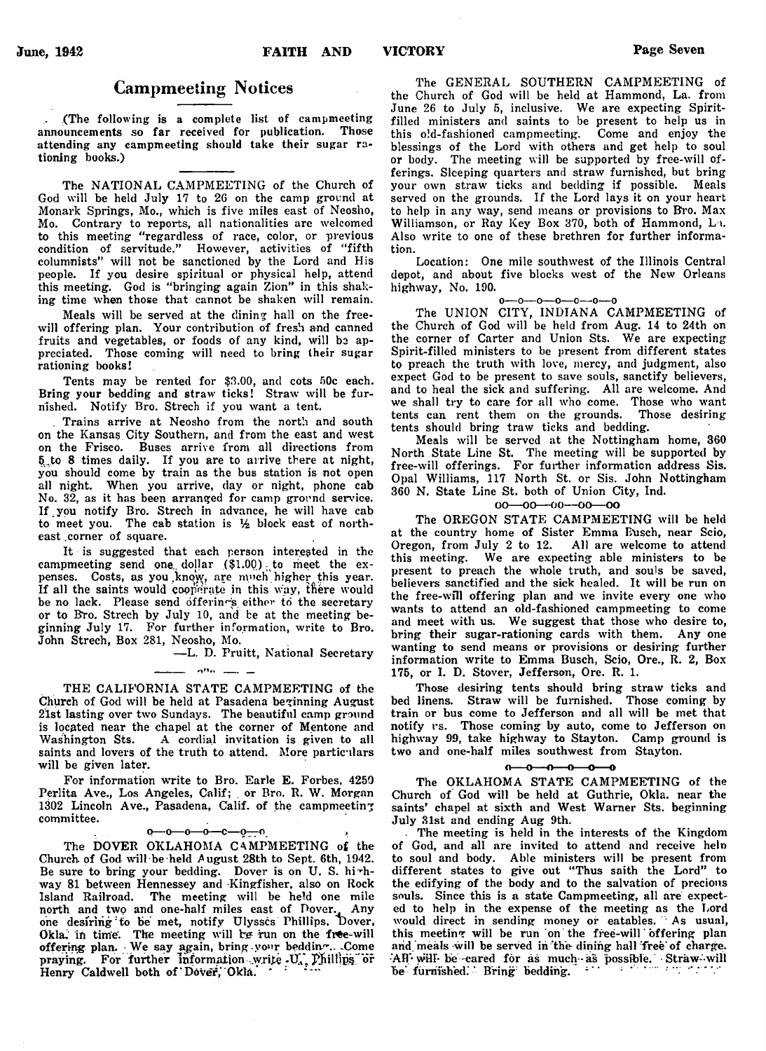# Campmeeting Notices

(The following is a complete list of campmeeting announcements so far received for publication. Those attending any campmeeting should take their sugar rationing books.)

---

The NATIONAL CAMPMEETING of the Church of God will be held July 17 to 26 on the camp ground at Monark Springs, Mo., which is five miles east of Neosho, Mo. Contrary to reports, all nationalities are welcomed to this meeting "regardless of race, color, or previous condition of servitude." However, activities of "fifth columnists" will not be sanctioned by the Lord and His people. If you desire spiritual or physical help, attend this meeting. God is "bringing again Zion" in this shaking time when those that cannot be shaken will remain.

Meals will be served at the dining hall on the free-will offering plan. Your contribution of fresh and canned fruits and vegetables, or foods of any kind, will be appreciated. Those coming will need to bring their sugar rationing books!

Tents may be rented for $3.00, and cots 50c each. Bring your bedding and straw ticks! Straw will be furnished. Notify Bro. Strech if you want a tent.

Trains arrive at Neosho from the north and south on the Kansas City Southern, and from the east and west on the Frisco. Buses arrive from all directions from 5 to 8 times daily. If you are to arrive there at night, you should come by train as the bus station is not open all night. When you arrive, day or night, phone cab No. 32, as it has been arranged for camp ground service. If you notify Bro. Strech in advance, he will have cab to meet you. The cab station is ½ block east of northeast corner of square.

It is suggested that each person interested in the campmeeting send one dollar ($1.00) to meet the expenses. Costs, as you know, are much higher this year. If all the saints would cooperate in this way, there would be no lack. Please send offerings either to the secretary or to Bro. Strech by July 10, and be at the meeting beginning July 17. For further information, write to Bro. John Strech, Box 281, Neosho, Mo.

—L. D. Pruitt, National Secretary

---

THE CALIFORNIA STATE CAMPMEETING of the Church of God will be held at Pasadena beginning August 21st lasting over two Sundays. The beautiful camp ground is located near the chapel at the corner of Mentone and Washington Sts. A cordial invitation is given to all saints and lovers of the truth to attend. More particulars will be given later.

For information write to Bro. Earle E. Forbes, 4250 Perlita Ave., Los Angeles, Calif; or Bro. R. W. Morgan 1302 Lincoln Ave., Pasadena, Calif. of the campmeeting committee.

o—o—o—o—o—o—o

The DOVER OKLAHOMA CAMPMEETING of the Church of God will be held August 28th to Sept. 6th, 1942. Be sure to bring your bedding. Dover is on U. S. highway 81 between Hennessey and Kingfisher, also on Rock Island Railroad. The meeting will be held one mile north and two and one-half miles east of Dover. Any one desiring to be met, notify Ulysses Phillips, Dover, Okla. in time. The meeting will be run on the free-will offering plan. We say again, bring your bedding. Come praying. For further information write U. Phillips or Henry Caldwell both of Dover, Okla.

---

The GENERAL SOUTHERN CAMPMEETING of the Church of God will be held at Hammond, La. from June 26 to July 5, inclusive. We are expecting Spirit-filled ministers and saints to be present to help us in this old-fashioned campmeeting. Come and enjoy the blessings of the Lord with others and get help to soul or body. The meeting will be supported by free-will offerings. Sleeping quarters and straw furnished, but bring your own straw ticks and bedding if possible. Meals served on the grounds. If the Lord lays it on your heart to help in any way, send means or provisions to Bro. Max Williamson, or Ray Key Box 370, both of Hammond, La. Also write to one of these brethren for further information.

Location: One mile southwest of the Illinois Central depot, and about five blocks west of the New Orleans highway, No. 190.

o—o—o—o—o—o—o

The UNION CITY, INDIANA CAMPMEETING of the Church of God will be held from Aug. 14 to 24th on the corner of Carter and Union Sts. We are expecting Spirit-filled ministers to be present from different states to preach the truth with love, mercy, and judgment, also expect God to be present to save souls, sanctify believers, and to heal the sick and suffering. All are welcome. And we shall try to care for all who come. Those who want tents can rent them on the grounds. Those desiring tents should bring traw ticks and bedding.

Meals will be served at the Nottingham home, 360 North State Line St. The meeting will be supported by free-will offerings. For further information address Sis. Opal Williams, 117 North St. or Sis. John Nottingham 360 N. State Line St. both of Union City, Ind.

oo—oo—oo—oo—oo

The OREGON STATE CAMPMEETING will be held at the country home of Sister Emma Busch, near Scio, Oregon, from July 2 to 12. All are welcome to attend this meeting. We are expecting able ministers to be present to preach the whole truth, and souls be saved, believers sanctified and the sick healed. It will be run on the free-will offering plan and we invite every one who wants to attend an old-fashioned campmeeting to come and meet with us. We suggest that those who desire to, bring their sugar-rationing cards with them. Any one wanting to send means or provisions or desiring further information write to Emma Busch, Scio, Ore., R. 2, Box 175, or I. D. Stover, Jefferson, Ore. R. 1.

Those desiring tents should bring straw ticks and bed linens. Straw will be furnished. Those coming by train or bus come to Jefferson and all will be met that notify us. Those coming by auto, come to Jefferson on highway 99, take highway to Stayton. Camp ground is two and one-half miles southwest from Stayton.

o—o—o—o—o—o

The OKLAHOMA STATE CAMPMEETING of the Church of God will be held at Guthrie, Okla. near the saints' chapel at sixth and West Warner Sts. beginning July 31st and ending Aug 9th.

The meeting is held in the interests of the Kingdom of God, and all are invited to attend and receive help to soul and body. Able ministers will be present from different states to give out "Thus saith the Lord" to the edifying of the body and to the salvation of precious souls. Since this is a state Campmeeting, all are expected to help in the expense of the meeting as the Lord would direct in sending money or eatables. As usual, this meeting will be run on the free-will offering plan and meals will be served in the dining hall free of charge. All will be cared for as much as possible. Straw will be furnished. Bring bedding.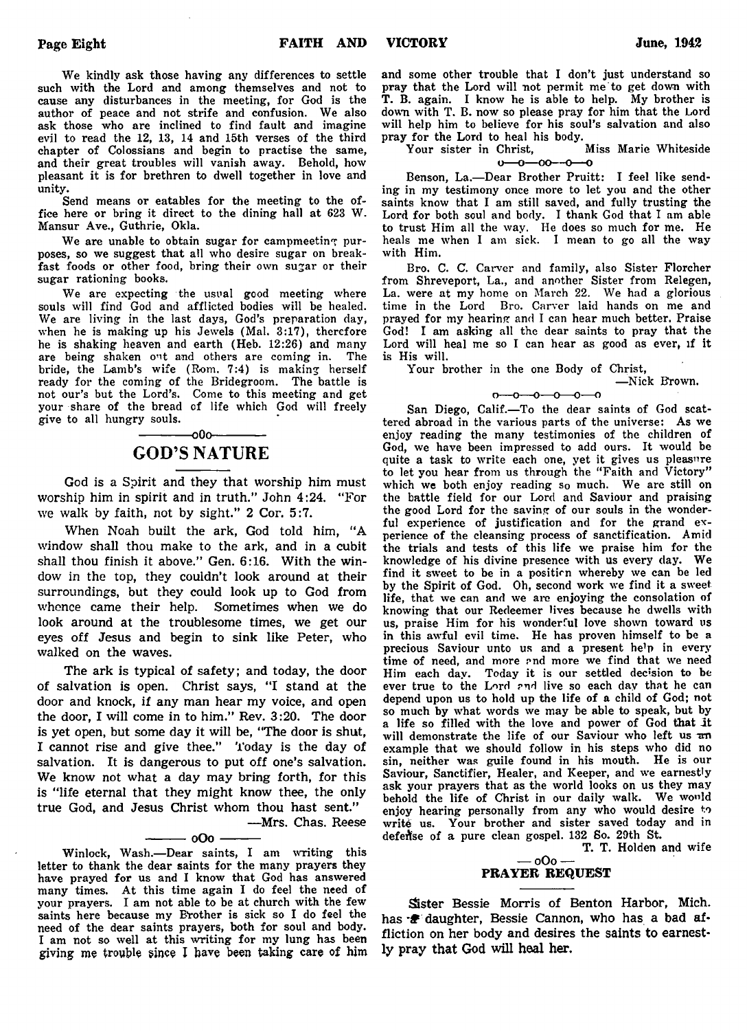We kindly ask those having any differences to settle such with the Lord and among themselves and not to cause any disturbances in the meeting, for God is the author of peace and not strife and confusion. We also ask those who are inclined to find fault and imagine evil to read the 12, 13, 14 and 15th verses of the third chapter of Colossians and begin to practise the same, and their great troubles will vanish away. Behold, how pleasant it is for brethren to dwell together in love and unity.

Send means or eatables for the meeting to the office here or bring it direct to the dining hall at 623 W. Mansur Ave., Guthrie, Okla.

We are unable to obtain sugar for campmeeting purposes, so we suggest that all who desire sugar on breakfast foods or other food, bring their own sugar or their sugar rationing books.

We are expecting the usual good meeting where souls will find God and afflicted bodies will be healed. We are living in the last days, God's preparation day, when he is making up his Jewels (Mal. 3:17), therefore he is shaking heaven and earth (Heb. 12:26) and many are being shaken out and others are coming in. The bride, the Lamb's wife (Rom. 7:4) is making herself ready for the coming of the Bridegroom. The battle is not our's but the Lord's. Come to this meeting and get your share of the bread of life which God will freely give to all hungry souls.

oOo

## GOD'S NATURE

God is a Spirit and they that worship him must worship him in spirit and in truth." John 4:24. "For we walk by faith, not by sight." 2 Cor. 5:7.

When Noah built the ark, God told him, "A window shalt thou make to the ark, and in a cubit shalt thou finish it above." Gen. 6:16. With the window in the top, they couldn't look around at their surroundings, but they could look up to God from whence came their help. Sometimes when we do look around at the troublesome times, we get our eyes off Jesus and begin to sink like Peter, who walked on the waves.

The ark is typical of safety; and today, the door of salvation is open. Christ says, "I stand at the door and knock, if any man hear my voice, and open the door, I will come in to him." Rev. 3:20. The door is yet open, but some day it will be, "The door is shut, I cannot rise and give thee." Today is the day of salvation. It is dangerous to put off one's salvation. We know not what a day may bring forth, for this is "life eternal that they might know thee, the only true God, and Jesus Christ whom thou hast sent."

—Mrs. Chas. Reese

oOo

Winlock, Wash.—Dear saints, I am writing this letter to thank the dear saints for the many prayers they have prayed for us and I know that God has answered many times. At this time again I do feel the need of your prayers. I am not able to be at church with the few saints here because my Brother is sick so I do feel the need of the dear saints prayers, both for soul and body. I am not so well at this writing for my lung has been giving me trouble since I have been taking care of him and some other trouble that I don't just understand so pray that the Lord will not permit me to get down with T. B. again. I know he is able to help. My brother is down with T. B. now so please pray for him that the Lord will help him to believe for his soul's salvation and also pray for the Lord to heal his body.

Your sister in Christ, Miss Marie Whiteside

o—o—oo—o—o

Benson, La.—Dear Brother Pruitt: I feel like sending in my testimony once more to let you and the other saints know that I am still saved, and fully trusting the Lord for both soul and body. I thank God that I am able to trust Him all the way. He does so much for me. He heals me when I am sick. I mean to go all the way with Him.

Bro. C. C. Carver and family, also Sister Florcher from Shreveport, La., and another Sister from Relegen, La. were at my home on March 22. We had a glorious time in the Lord. Bro. Carver laid hands on me and prayed for my hearing and I can hear much better. Praise God! I am asking all the dear saints to pray that the Lord will heal me so I can hear as good as ever, if it is His will.

Your brother in the one Body of Christ,

—Nick Brown.

o—o—o—o—o—o

San Diego, Calif.—To the dear saints of God scattered abroad in the various parts of the universe: As we enjoy reading the many testimonies of the children of God, we have been impressed to add ours. It would be quite a task to write each one, yet it gives us pleasure to let you hear from us through the "Faith and Victory" which we both enjoy reading so much. We are still on the battle field for our Lord and Saviour and praising the good Lord for the saving of our souls in the wonderful experience of justification and for the grand experience of the cleansing process of sanctification. Amid the trials and tests of this life we praise him for the knowledge of his divine presence with us every day. We find it sweet to be in a position whereby we can be led by the Spirit of God. Oh, second work we find it a sweet life, that we can and we are enjoying the consolation of knowing that our Redeemer lives because he dwells with us, praise Him for his wonderful love shown toward us in this awful evil time. He has proven himself to be a precious Saviour unto us and a present help in every time of need, and more and more we find that we need Him each day. Today it is our settled decision to be ever true to the Lord and live so each day that he can depend upon us to hold up the life of a child of God; not so much by what words we may be able to speak, but by a life so filled with the love and power of God that it will demonstrate the life of our Saviour who left us an example that we should follow in his steps who did no sin, neither was guile found in his mouth. He is our Saviour, Sanctifier, Healer, and Keeper, and we earnestly ask your prayers that as the world looks on us they may behold the life of Christ in our daily walk. We would enjoy hearing personally from any who would desire to write us. Your brother and sister saved today and in defense of a pure clean gospel. 132 So. 29th St.

T. T. Holden and wife

— oOo —

### PRAYER REQUEST

Sister Bessie Morris of Benton Harbor, Mich. has a daughter, Bessie Cannon, who has a bad affliction on her body and desires the saints to earnestly pray that God will heal her.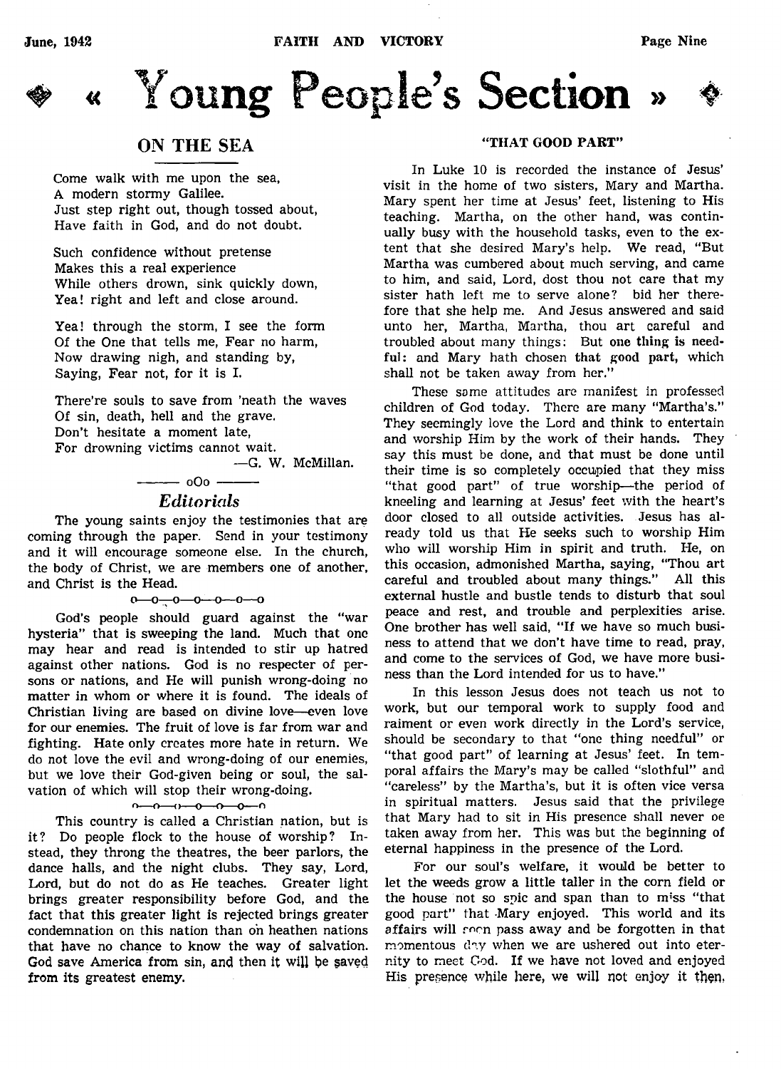# « Young People's Section »

## ON THE SEA

Come walk with me upon the sea,
A modern stormy Galilee.
Just step right out, though tossed about,
Have faith in God, and do not doubt.

Such confidence without pretense
Makes this a real experience
While others drown, sink quickly down,
Yea! right and left and close around.

Yea! through the storm, I see the form
Of the One that tells me, Fear no harm,
Now drawing nigh, and standing by,
Saying, Fear not, for it is I.

There're souls to save from 'neath the waves
Of sin, death, hell and the grave.
Don't hesitate a moment late,
For drowning victims cannot wait.

—G. W. McMillan.

——— oOo ———

### *Editorials*

The young saints enjoy the testimonies that are coming through the paper. Send in your testimony and it will encourage someone else. In the church, the body of Christ, we are members one of another, and Christ is the Head.

o—o—o—o—o—o—o

God's people should guard against the "war hysteria" that is sweeping the land. Much that one may hear and read is intended to stir up hatred against other nations. God is no respecter of persons or nations, and He will punish wrong-doing no matter in whom or where it is found. The ideals of Christian living are based on divine love—even love for our enemies. The fruit of love is far from war and fighting. Hate only creates more hate in return. We do not love the evil and wrong-doing of our enemies, but we love their God-given being or soul, the salvation of which will stop their wrong-doing.

o—o—o—o—o—o—o

This country is called a Christian nation, but is it? Do people flock to the house of worship? Instead, they throng the theatres, the beer parlors, the dance halls, and the night clubs. They say, Lord, Lord, but do not do as He teaches. Greater light brings greater responsibility before God, and the fact that this greater light is rejected brings greater condemnation on this nation than on heathen nations that have no chance to know the way of salvation. God save America from sin, and then it will be saved from its greatest enemy.

### "THAT GOOD PART"

In Luke 10 is recorded the instance of Jesus' visit in the home of two sisters, Mary and Martha. Mary spent her time at Jesus' feet, listening to His teaching. Martha, on the other hand, was continually busy with the household tasks, even to the extent that she desired Mary's help. We read, "But Martha was cumbered about much serving, and came to him, and said, Lord, dost thou not care that my sister hath left me to serve alone? bid her therefore that she help me. And Jesus answered and said unto her, Martha, Martha, thou art careful and troubled about many things: But **one thing is needful**: and Mary hath chosen **that good part**, which shall not be taken away from her."

These same attitudes are manifest in professed children of God today. There are many "Martha's." They seemingly love the Lord and think to entertain and worship Him by the work of their hands. They say this must be done, and that must be done until their time is so completely occupied that they miss "that good part" of true worship—the period of kneeling and learning at Jesus' feet with the heart's door closed to all outside activities. Jesus has already told us that He seeks such to worship Him who will worship Him in spirit and truth. He, on this occasion, admonished Martha, saying, "Thou art careful and troubled about many things." All this external hustle and bustle tends to disturb that soul peace and rest, and trouble and perplexities arise. One brother has well said, "If we have so much business to attend that we don't have time to read, pray, and come to the services of God, we have more business than the Lord intended for us to have."

In this lesson Jesus does not teach us not to work, but our temporal work to supply food and raiment or even work directly in the Lord's service, should be secondary to that "one thing needful" or "that good part" of learning at Jesus' feet. In temporal affairs the Mary's may be called "slothful" and "careless" by the Martha's, but it is often vice versa in spiritual matters. Jesus said that the privilege that Mary had to sit in His presence shall never be taken away from her. This was but the beginning of eternal happiness in the presence of the Lord.

For our soul's welfare, it would be better to let the weeds grow a little taller in the corn field or the house not so spic and span than to miss "that good part" that Mary enjoyed. This world and its affairs will soon pass away and be forgotten in that momentous day when we are ushered out into eternity to meet God. If we have not loved and enjoyed His presence while here, we will not enjoy it then.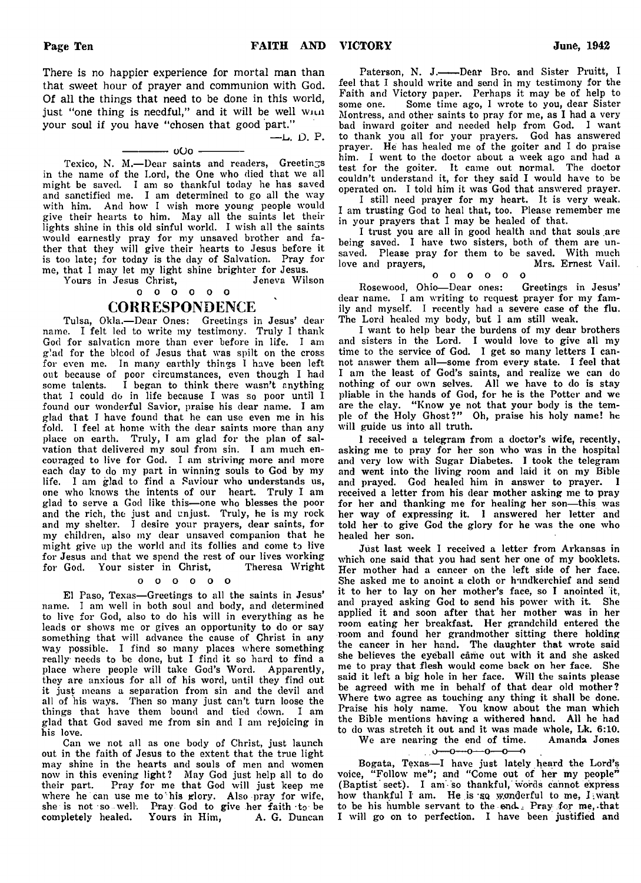There is no happier experience for mortal man than that sweet hour of prayer and communion with God. Of all the things that need to be done in this world, just "one thing is needful," and it will be well with your soul if you have "chosen that good part."

—L. D. P.

oOo

Texico, N. M.—Dear saints and readers, Greetings in the name of the Lord, the One who died that we all might be saved. I am so thankful today he has saved and sanctified me. I am determined to go all the way with him. And how I wish more young people would give their hearts to him. May all the saints let their lights shine in this old sinful world. I wish all the saints would earnestly pray for my unsaved brother and father that they will give their hearts to Jesus before it is too late; for today is the day of Salvation. Pray for me, that I may let my light shine brighter for Jesus.

Yours in Jesus Christ, Jeneva Wilson

o o o o o o

## CORRESPONDENCE

Tulsa, Okla.—Dear Ones: Greetings in Jesus' dear name. I felt led to write my testimony. Truly I thank God for salvation more than ever before in life. I am glad for the blood of Jesus that was spilt on the cross for even me. In many earthly things I have been left out because of poor circumstances, even though I had some talents. I began to think there wasn't anything that I could do in life because I was so poor until I found our wonderful Savior, praise his dear name. I am glad that I have found that he can use even me in his fold. I feel at home with the dear saints more than any place on earth. Truly, I am glad for the plan of salvation that delivered my soul from sin. I am much encouraged to live for God. I am striving more and more each day to do my part in winning souls to God by my life. I am glad to find a Saviour who understands us, one who knows the intents of our heart. Truly I am glad to serve a God like this—one who blesses the poor and the rich, the just and unjust. Truly, he is my rock and my shelter. I desire your prayers, dear saints, for my children, also my dear unsaved companion that he might give up the world and its follies and come to live for Jesus and that we spend the rest of our lives working for God. Your sister in Christ, Theresa Wright

o o o o o o

El Paso, Texas—Greetings to all the saints in Jesus' name. I am well in both soul and body, and determined to live for God, also to do his will in everything as he leads or shows me or gives an opportunity to do or say something that will advance the cause of Christ in any way possible. I find so many places where something really needs to be done, but I find it so hard to find a place where people will take God's Word. Apparently, they are anxious for all of his word, until they find out it just means a separation from sin and the devil and all of his ways. Then so many just can't turn loose the things that have them bound and tied down. I am glad that God saved me from sin and I am rejoicing in his love.

Can we not all as one body of Christ, just launch out in the faith of Jesus to the extent that the true light may shine in the hearts and souls of men and women now in this evening light? May God just help all to do their part. Pray for me that God will just keep me where he can use me to his glory. Also pray for wife, she is not so well. Pray God to give her faith to be completely healed. Yours in Him, A. G. Duncan

Paterson, N. J.——Dear Bro. and Sister Pruitt, I feel that I should write and send in my testimony for the Faith and Victory paper. Perhaps it may be of help to some one. Some time ago, I wrote to you, dear Sister Montress, and other saints to pray for me, as I had a very bad inward goiter and needed help from God. I want to thank you all for your prayers. God has answered prayer. He has healed me of the goiter and I do praise him. I went to the doctor about a week ago and had a test for the goiter. It came out normal. The doctor couldn't understand it, for they said I would have to be operated on. I told him it was God that answered prayer.

I still need prayer for my heart. It is very weak. I am trusting God to heal that, too. Please remember me in your prayers that I may be healed of that.

I trust you are all in good health and that souls are being saved. I have two sisters, both of them are unsaved. Please pray for them to be saved. With much love and prayers, Mrs. Ernest Vail.

o o o o o o

Rosewood, Ohio—Dear ones: Greetings in Jesus' dear name. I am writing to request prayer for my family and myself. I recently had a severe case of the flu. The Lord healed my body, but I am still weak.

I want to help bear the burdens of my dear brothers and sisters in the Lord. I would love to give all my time to the service of God. I get so many letters I cannot answer them all—some from every state. I feel that I am the least of God's saints, and realize we can do nothing of our own selves. All we have to do is stay pliable in the hands of God, for he is the Potter and we are the clay. "Know ye not that your body is the temple of the Holy Ghost?" Oh, praise his holy name! he will guide us into all truth.

I received a telegram from a doctor's wife, recently, asking me to pray for her son who was in the hospital and very low with Sugar Diabetes. I took the telegram and went into the living room and laid it on my Bible and prayed. God healed him in answer to prayer. I received a letter from his dear mother asking me to pray for her and thanking me for healing her son—this was her way of expressing it. I answered her letter and told her to give God the glory for he was the one who healed her son.

Just last week I received a letter from Arkansas in which one said that you had sent her one of my booklets. Her mother had a cancer on the left side of her face. She asked me to anoint a cloth or handkerchief and send it to her to lay on her mother's face, so I anointed it, and prayed asking God to send his power with it. She applied it and soon after that her mother was in her room eating her breakfast. Her grandchild entered the room and found her grandmother sitting there holding the cancer in her hand. The daughter that wrote said she believes the eyeball came out with it and she asked me to pray that flesh would come back on her face. She said it left a big hole in her face. Will the saints please be agreed with me in behalf of that dear old mother? Where two agree as touching any thing it shall be done. Praise his holy name. You know about the man which the Bible mentions having a withered hand. All he had to do was stretch it out and it was made whole, Lk. 6:10.

We are nearing the end of time. Amanda Jones

o—o—o—o—o—o

Bogata, Texas—I have just lately heard the Lord's voice, "Follow me"; and "Come out of her my people" (Baptist sect). I am so thankful, words cannot express how thankful I am. He is so wonderful to me, I want to be his humble servant to the end. Pray for me, that I will go on to perfection. I have been justified and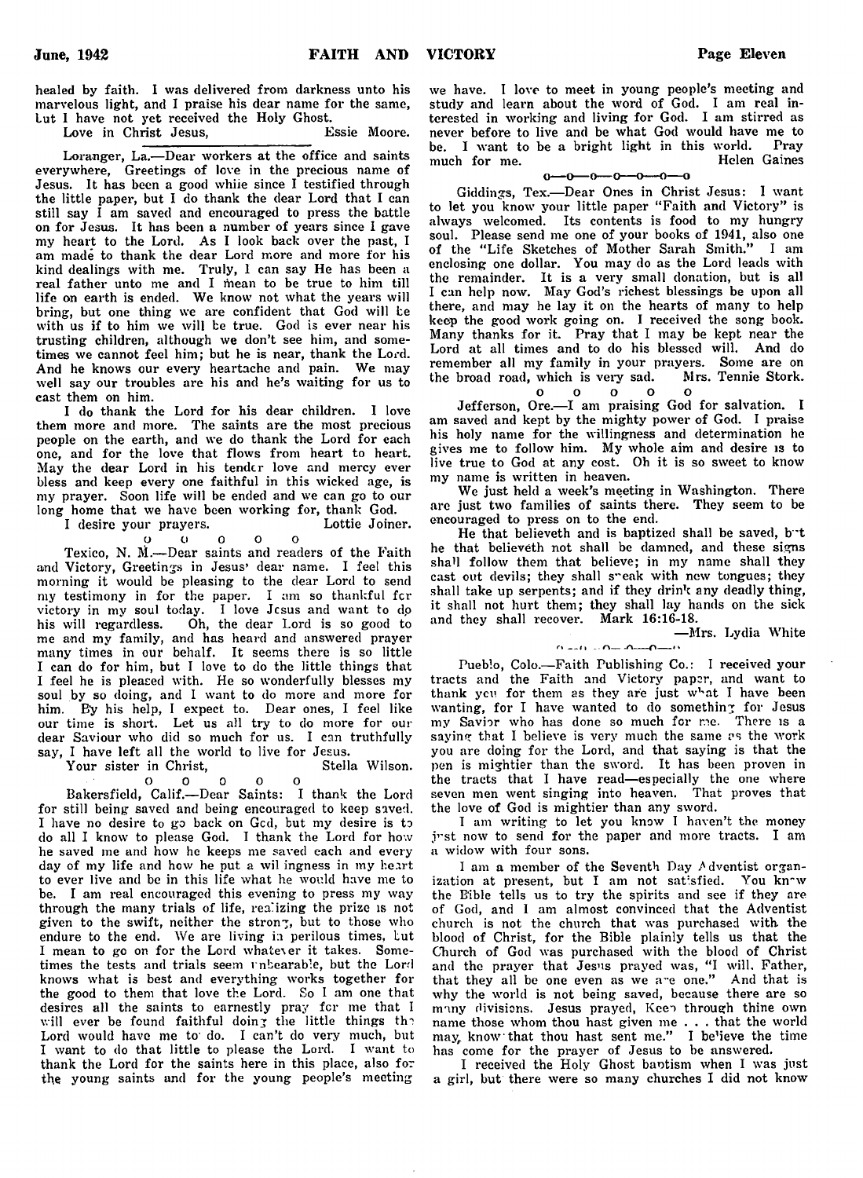healed by faith. I was delivered from darkness unto his marvelous light, and I praise his dear name for the same, but I have not yet received the Holy Ghost.

Love in Christ Jesus, Essie Moore.

---

Loranger, La.—Dear workers at the office and saints everywhere, Greetings of love in the precious name of Jesus. It has been a good while since I testified through the little paper, but I do thank the dear Lord that I can still say I am saved and encouraged to press the battle on for Jesus. It has been a number of years since I gave my heart to the Lord. As I look back over the past, I am made to thank the dear Lord more and more for his kind dealings with me. Truly, I can say He has been a real father unto me and I mean to be true to him till life on earth is ended. We know not what the years will bring, but one thing we are confident that God will be with us if to him we will be true. God is ever near his trusting children, although we don't see him, and sometimes we cannot feel him; but he is near, thank the Lord. And he knows our every heartache and pain. We may well say our troubles are his and he's waiting for us to cast them on him.

I do thank the Lord for his dear children. I love them more and more. The saints are the most precious people on the earth, and we do thank the Lord for each one, and for the love that flows from heart to heart. May the dear Lord in his tender love and mercy ever bless and keep every one faithful in this wicked age, is my prayer. Soon life will be ended and we can go to our long home that we have been working for, thank God.

I desire your prayers. Lottie Joiner.

o o o o o

Texico, N. M.—Dear saints and readers of the Faith and Victory, Greetings in Jesus' dear name. I feel this morning it would be pleasing to the dear Lord to send my testimony in for the paper. I am so thankful for victory in my soul today. I love Jesus and want to do his will regardless. Oh, the dear Lord is so good to me and my family, and has heard and answered prayer many times in our behalf. It seems there is so little I can do for him, but I love to do the little things that I feel he is pleased with. He so wonderfully blesses my soul by so doing, and I want to do more and more for him. By his help, I expect to. Dear ones, I feel like our time is short. Let us all try to do more for our dear Saviour who did so much for us. I can truthfully say, I have left all the world to live for Jesus.

Your sister in Christ, Stella Wilson.

o o o o o

Bakersfield, Calif.—Dear Saints: I thank the Lord for still being saved and being encouraged to keep saved. I have no desire to go back on God, but my desire is to do all I know to please God. I thank the Lord for how he saved me and how he keeps me saved each and every day of my life and how he put a willingness in my heart to ever live and be in this life what he would have me to be. I am real encouraged this evening to press my way through the many trials of life, realizing the prize is not given to the swift, neither the strong, but to those who endure to the end. We are living in perilous times, but I mean to go on for the Lord whatever it takes. Sometimes the tests and trials seem unbearable, but the Lord knows what is best and everything works together for the good to them that love the Lord. So I am one that desires all the saints to earnestly pray for me that I will ever be found faithful doing the little things the Lord would have me to do. I can't do very much, but I want to do that little to please the Lord. I want to thank the Lord for the saints here in this place, also for the young saints and for the young people's meeting we have. I love to meet in young people's meeting and study and learn about the word of God. I am real interested in working and living for God. I am stirred as never before to live and be what God would have me to be. I want to be a bright light in this world. Pray much for me. Helen Gaines

o—o—o—o—o—o—o

Giddings, Tex.—Dear Ones in Christ Jesus: I want to let you know your little paper "Faith and Victory" is always welcomed. Its contents is food to my hungry soul. Please send me one of your books of 1941, also one of the "Life Sketches of Mother Sarah Smith." I am enclosing one dollar. You may do as the Lord leads with the remainder. It is a very small donation, but is all I can help now. May God's richest blessings be upon all there, and may he lay it on the hearts of many to help keep the good work going on. I received the song book. Many thanks for it. Pray that I may be kept near the Lord at all times and to do his blessed will. And do remember all my family in your prayers. Some are on the broad road, which is very sad. Mrs. Tennie Stork.

o o o o o

Jefferson, Ore.—I am praising God for salvation. I am saved and kept by the mighty power of God. I praise his holy name for the willingness and determination he gives me to follow him. My whole aim and desire is to live true to God at any cost. Oh it is so sweet to know my name is written in heaven.

We just held a week's meeting in Washington. There are just two families of saints there. They seem to be encouraged to press on to the end.

He that believeth and is baptized shall be saved, but he that believeth not shall be damned, and these signs shall follow them that believe; in my name shall they cast out devils; they shall speak with new tongues; they shall take up serpents; and if they drink any deadly thing, it shall not hurt them; they shall lay hands on the sick and they shall recover. Mark 16:16-18.

—Mrs. Lydia White

o—o—o—o—o—o

Pueblo, Colo.—Faith Publishing Co.: I received your tracts and the Faith and Victory paper, and want to thank you for them as they are just what I have been wanting, for I have wanted to do something for Jesus my Savior who has done so much for me. There is a saying that I believe is very much the same as the work you are doing for the Lord, and that saying is that the pen is mightier than the sword. It has been proven in the tracts that I have read—especially the one where seven men went singing into heaven. That proves that the love of God is mightier than any sword.

I am writing to let you know I haven't the money just now to send for the paper and more tracts. I am a widow with four sons.

I am a member of the Seventh Day Adventist organization at present, but I am not satisfied. You know the Bible tells us to try the spirits and see if they are of God, and I am almost convinced that the Adventist church is not the church that was purchased with the blood of Christ, for the Bible plainly tells us that the Church of God was purchased with the blood of Christ and the prayer that Jesus prayed was, "I will, Father, that they all be one even as we are one." And that is why the world is not being saved, because there are so many divisions. Jesus prayed, Keep through thine own name those whom thou hast given me . . . that the world may know that thou hast sent me." I believe the time has come for the prayer of Jesus to be answered.

I received the Holy Ghost baptism when I was just a girl, but there were so many churches I did not know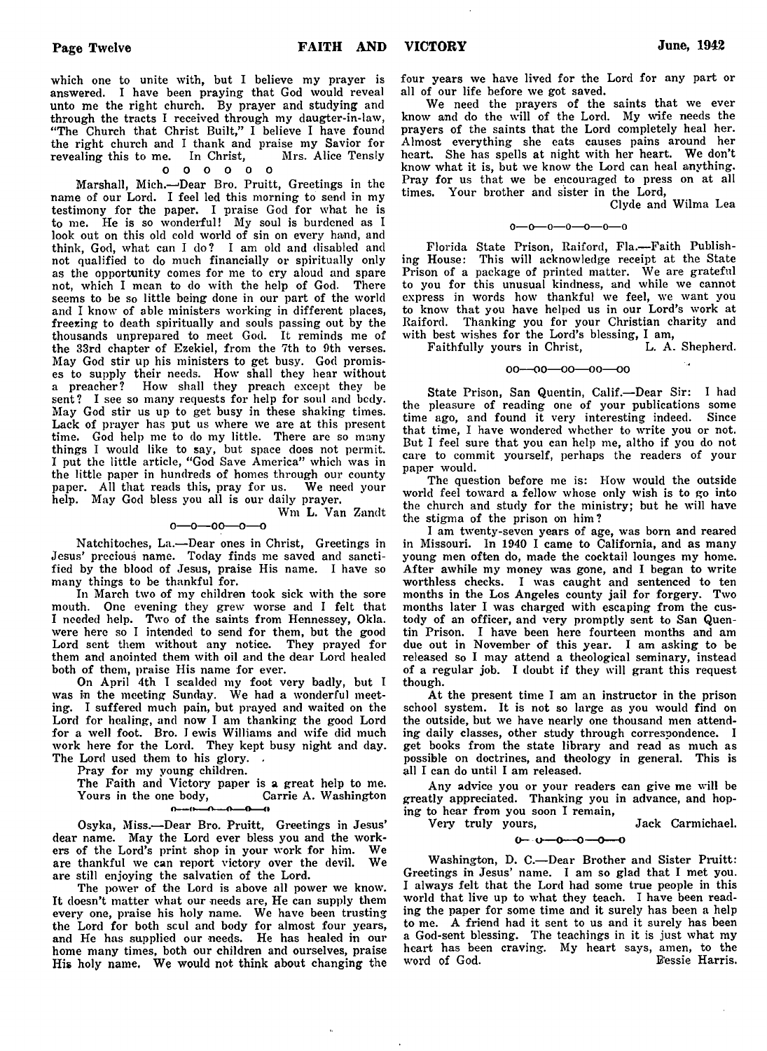which one to unite with, but I believe my prayer is answered. I have been praying that God would reveal unto me the right church. By prayer and studying and through the tracts I received through my daugter-in-law, "The Church that Christ Built," I believe I have found the right church and I thank and praise my Savior for revealing this to me. In Christ, Mrs. Alice Tensly

o o o o o o

Marshall, Mich.—Dear Bro. Pruitt, Greetings in the name of our Lord. I feel led this morning to send in my testimony for the paper. I praise God for what he is to me. He is so wonderful! My soul is burdened as I look out on this old cold world of sin on every hand, and think, God, what can I do? I am old and disabled and not qualified to do much financially or spiritually only as the opportunity comes for me to cry aloud and spare not, which I mean to do with the help of God. There seems to be so little being done in our part of the world and I know of able ministers working in different places, freezing to death spiritually and souls passing out by the thousands unprepared to meet God. It reminds me of the 33rd chapter of Ezekiel, from the 7th to 9th verses. May God stir up his ministers to get busy. God promises to supply their needs. How shall they hear without a preacher? How shall they preach except they be sent? I see so many requests for help for soul and body. May God stir us up to get busy in these shaking times. Lack of prayer has put us where we are at this present time. God help me to do my little. There are so many things I would like to say, but space does not permit. I put the little article, "God Save America" which was in the little paper in hundreds of homes through our county paper. All that reads this, pray for us. We need your help. May God bless you all is our daily prayer.

Wm L. Van Zandt

o—o—oo—o—o

Natchitoches, La.—Dear ones in Christ, Greetings in Jesus' precious name. Today finds me saved and sanctified by the blood of Jesus, praise His name. I have so many things to be thankful for.

In March two of my children took sick with the sore mouth. One evening they grew worse and I felt that I needed help. Two of the saints from Hennessey, Okla. were here so I intended to send for them, but the good Lord sent them without any notice. They prayed for them and anointed them with oil and the dear Lord healed both of them, praise His name for ever.

On April 4th I scalded my foot very badly, but I was in the meeting Sunday. We had a wonderful meeting. I suffered much pain, but prayed and waited on the Lord for healing, and now I am thanking the good Lord for a well foot. Bro. Lewis Williams and wife did much work here for the Lord. They kept busy night and day. The Lord used them to his glory.

Pray for my young children.

The Faith and Victory paper is a great help to me.

Yours in the one body, Carrie A. Washington

o—o—o—o—o—o

Osyka, Miss.—Dear Bro. Pruitt, Greetings in Jesus' dear name. May the Lord ever bless you and the workers of the Lord's print shop in your work for him. We are thankful we can report victory over the devil. We are still enjoying the salvation of the Lord.

The power of the Lord is above all power we know. It doesn't matter what our needs are, He can supply them every one, praise his holy name. We have been trusting the Lord for both soul and body for almost four years, and He has supplied our needs. He has healed in our home many times, both our children and ourselves, praise His holy name. We would not think about changing the four years we have lived for the Lord for any part or all of our life before we got saved.

We need the prayers of the saints that we ever know and do the will of the Lord. My wife needs the prayers of the saints that the Lord completely heal her. Almost everything she eats causes pains around her heart. She has spells at night with her heart. We don't know what it is, but we know the Lord can heal anything. Pray for us that we be encouraged to press on at all times. Your brother and sister in the Lord,

Clyde and Wilma Lea

o—o—o—o—o—o—o

Florida State Prison, Raiford, Fla.—Faith Publishing House: This will acknowledge receipt at the State Prison of a package of printed matter. We are grateful to you for this unusual kindness, and while we cannot express in words how thankful we feel, we want you to know that you have helped us in our Lord's work at Raiford. Thanking you for your Christian charity and with best wishes for the Lord's blessing, I am,

Faithfully yours in Christ, L. A. Shepherd.

oo—oo—oo—oo—oo

State Prison, San Quentin, Calif.—Dear Sir: I had the pleasure of reading one of your publications some time ago, and found it very interesting indeed. Since that time, I have wondered whether to write you or not. But I feel sure that you can help me, altho if you do not care to commit yourself, perhaps the readers of your paper would.

The question before me is: How would the outside world feel toward a fellow whose only wish is to go into the church and study for the ministry; but he will have the stigma of the prison on him?

I am twenty-seven years of age, was born and reared in Missouri. In 1940 I came to California, and as many young men often do, made the cocktail lounges my home. After awhile my money was gone, and I began to write worthless checks. I was caught and sentenced to ten months in the Los Angeles county jail for forgery. Two months later I was charged with escaping from the custody of an officer, and very promptly sent to San Quentin Prison. I have been here fourteen months and am due out in November of this year. I am asking to be released so I may attend a theological seminary, instead of a regular job. I doubt if they will grant this request though.

At the present time I am an instructor in the prison school system. It is not so large as you would find on the outside, but we have nearly one thousand men attending daily classes, other study through correspondence. I get books from the state library and read as much as possible on doctrines, and theology in general. This is all I can do until I am released.

Any advice you or your readers can give me will be greatly appreciated. Thanking you in advance, and hoping to hear from you soon I remain,

Very truly yours, Jack Carmichael.

o—o—o—o—o—o

Washington, D. C.—Dear Brother and Sister Pruitt: Greetings in Jesus' name. I am so glad that I met you. I always felt that the Lord had some true people in this world that live up to what they teach. I have been reading the paper for some time and it surely has been a help to me. A friend had it sent to us and it surely has been a God-sent blessing. The teachings in it is just what my heart has been craving. My heart says, amen, to the word of God. Bessie Harris.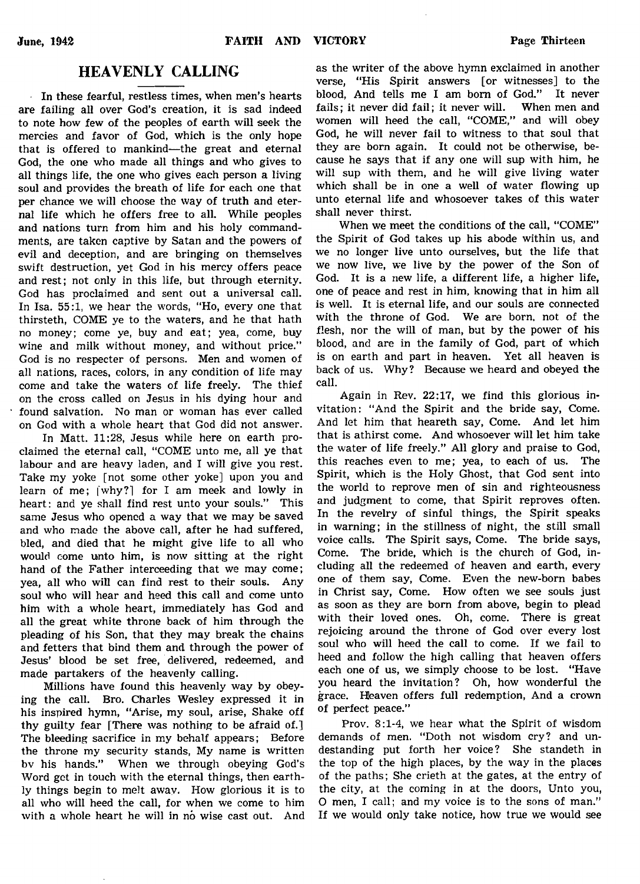## HEAVENLY CALLING

In these fearful, restless times, when men's hearts are failing all over God's creation, it is sad indeed to note how few of the peoples of earth will seek the mercies and favor of God, which is the only hope that is offered to mankind—the great and eternal God, the one who made all things and who gives to all things life, the one who gives each person a living soul and provides the breath of life for each one that per chance we will choose the way of truth and eternal life which he offers free to all. While peoples and nations turn from him and his holy commandments, are taken captive by Satan and the powers of evil and deception, and are bringing on themselves swift destruction, yet God in his mercy offers peace and rest; not only in this life, but through eternity. God has proclaimed and sent out a universal call. In Isa. 55:1, we hear the words, "Ho, every one that thirsteth, COME ye to the waters, and he that hath no money; come ye, buy and eat; yea, come, buy wine and milk without money, and without price." God is no respecter of persons. Men and women of all nations, races, colors, in any condition of life may come and take the waters of life freely. The thief on the cross called on Jesus in his dying hour and found salvation. No man or woman has ever called on God with a whole heart that God did not answer.

In Matt. 11:28, Jesus while here on earth proclaimed the eternal call, "COME unto me, all ye that labour and are heavy laden, and I will give you rest. Take my yoke [not some other yoke] upon you and learn of me; [why?] for I am meek and lowly in heart: and ye shall find rest unto your souls." This same Jesus who opened a way that we may be saved and who made the above call, after he had suffered, bled, and died that he might give life to all who would come unto him, is now sitting at the right hand of the Father interceeding that we may come; yea, all who will can find rest to their souls. Any soul who will hear and heed this call and come unto him with a whole heart, immediately has God and all the great white throne back of him through the pleading of his Son, that they may break the chains and fetters that bind them and through the power of Jesus' blood be set free, delivered, redeemed, and made partakers of the heavenly calling.

Millions have found this heavenly way by obeying the call. Bro. Charles Wesley expressed it in his inspired hymn, "Arise, my soul, arise, Shake off thy guilty fear [There was nothing to be afraid of.] The bleeding sacrifice in my behalf appears; Before the throne my security stands, My name is written bv his hands." When we through obeying God's Word get in touch with the eternal things, then earthly things begin to melt awav. How glorious it is to all who will heed the call, for when we come to him with a whole heart he will in no wise cast out. And as the writer of the above hymn exclaimed in another verse, "His Spirit answers [or witnesses] to the blood, And tells me I am born of God." It never fails; it never did fail; it never will. When men and women will heed the call, "COME," and will obey God, he will never fail to witness to that soul that they are born again. It could not be otherwise, because he says that if any one will sup with him, he will sup with them, and he will give living water which shall be in one a well of water flowing up unto eternal life and whosoever takes of this water shall never thirst.

When we meet the conditions of the call, "COME" the Spirit of God takes up his abode within us, and we no longer live unto ourselves, but the life that we now live, we live by the power of the Son of God. It is a new life, a different life, a higher life, one of peace and rest in him, knowing that in him all is well. It is eternal life, and our souls are connected with the throne of God. We are born, not of the flesh, nor the will of man, but by the power of his blood, and are in the family of God, part of which is on earth and part in heaven. Yet all heaven is back of us. Why? Because we heard and obeyed the call.

Again in Rev. 22:17, we find this glorious invitation: "And the Spirit and the bride say, Come. And let him that heareth say, Come. And let him that is athirst come. And whosoever will let him take the water of life freely." All glory and praise to God, this reaches even to me; yea, to each of us. The Spirit, which is the Holy Ghost, that God sent into the world to reprove men of sin and righteousness and judgment to come, that Spirit reproves often. In the revelry of sinful things, the Spirit speaks in warning; in the stillness of night, the still small voice calls. The Spirit says, Come. The bride says, Come. The bride, which is the church of God, including all the redeemed of heaven and earth, every one of them say, Come. Even the new-born babes in Christ say, Come. How often we see souls just as soon as they are born from above, begin to plead with their loved ones. Oh, come. There is great rejoicing around the throne of God over every lost soul who will heed the call to come. If we fail to heed and follow the high calling that heaven offers each one of us, we simply choose to be lost. "Have you heard the invitation? Oh, how wonderful the grace. Heaven offers full redemption, And a crown of perfect peace."

Prov. 8:1-4, we hear what the Spirit of wisdom demands of men. "Doth not wisdom cry? and undestanding put forth her voice? She standeth in the top of the high places, by the way in the places of the paths; She crieth at the gates, at the entry of the city, at the coming in at the doors, Unto you, O men, I call; and my voice is to the sons of man." If we would only take notice, how true we would see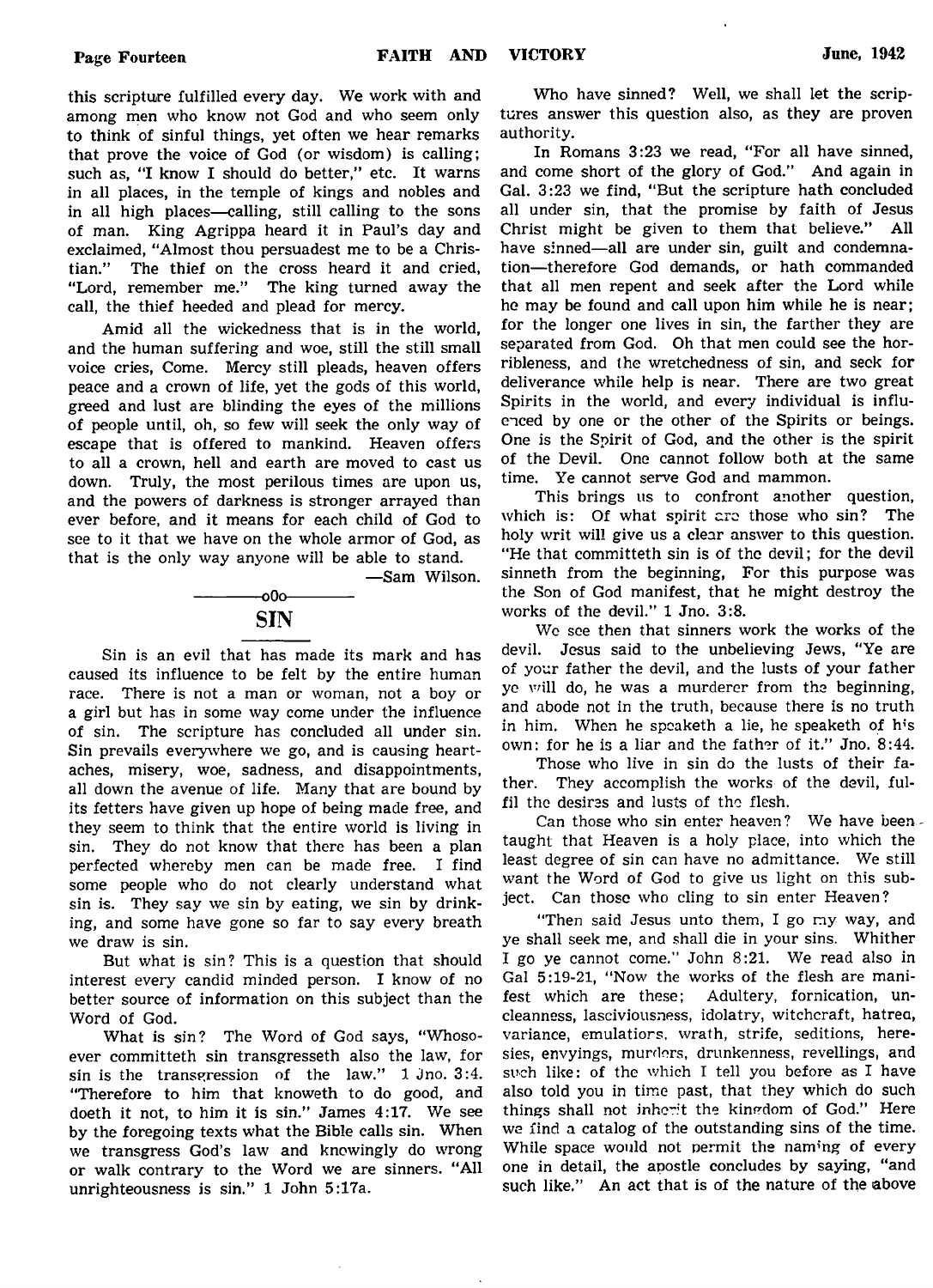this scripture fulfilled every day. We work with and among men who know not God and who seem only to think of sinful things, yet often we hear remarks that prove the voice of God (or wisdom) is calling; such as, "I know I should do better," etc. It warns in all places, in the temple of kings and nobles and in all high places—calling, still calling to the sons of man. King Agrippa heard it in Paul's day and exclaimed, "Almost thou persuadest me to be a Christian." The thief on the cross heard it and cried, "Lord, remember me." The king turned away the call, the thief heeded and plead for mercy.

Amid all the wickedness that is in the world, and the human suffering and woe, still the still small voice cries, Come. Mercy still pleads, heaven offers peace and a crown of life, yet the gods of this world, greed and lust are blinding the eyes of the millions of people until, oh, so few will seek the only way of escape that is offered to mankind. Heaven offers to all a crown, hell and earth are moved to cast us down. Truly, the most perilous times are upon us, and the powers of darkness is stronger arrayed than ever before, and it means for each child of God to see to it that we have on the whole armor of God, as that is the only way anyone will be able to stand.

—Sam Wilson.

---

## SIN

Sin is an evil that has made its mark and has caused its influence to be felt by the entire human race. There is not a man or woman, not a boy or a girl but has in some way come under the influence of sin. The scripture has concluded all under sin. Sin prevails everywhere we go, and is causing heartaches, misery, woe, sadness, and disappointments, all down the avenue of life. Many that are bound by its fetters have given up hope of being made free, and they seem to think that the entire world is living in sin. They do not know that there has been a plan perfected whereby men can be made free. I find some people who do not clearly understand what sin is. They say we sin by eating, we sin by drinking, and some have gone so far to say every breath we draw is sin.

But what is sin? This is a question that should interest every candid minded person. I know of no better source of information on this subject than the Word of God.

What is sin? The Word of God says, "Whosoever committeth sin transgresseth also the law, for sin is the transgression of the law." 1 Jno. 3:4. "Therefore to him that knoweth to do good, and doeth it not, to him it is sin." James 4:17. We see by the foregoing texts what the Bible calls sin. When we transgress God's law and knowingly do wrong or walk contrary to the Word we are sinners. "All unrighteousness is sin." 1 John 5:17a.

Who have sinned? Well, we shall let the scriptures answer this question also, as they are proven authority.

In Romans 3:23 we read, "For all have sinned, and come short of the glory of God." And again in Gal. 3:23 we find, "But the scripture hath concluded all under sin, that the promise by faith of Jesus Christ might be given to them that believe." All have sinned—all are under sin, guilt and condemnation—therefore God demands, or hath commanded that all men repent and seek after the Lord while he may be found and call upon him while he is near; for the longer one lives in sin, the farther they are separated from God. Oh that men could see the horribleness, and the wretchedness of sin, and seek for deliverance while help is near. There are two great Spirits in the world, and every individual is influenced by one or the other of the Spirits or beings. One is the Spirit of God, and the other is the spirit of the Devil. One cannot follow both at the same time. Ye cannot serve God and mammon.

This brings us to confront another question, which is: Of what spirit are those who sin? The holy writ will give us a clear answer to this question. "He that committeth sin is of the devil; for the devil sinneth from the beginning, For this purpose was the Son of God manifest, that he might destroy the works of the devil." 1 Jno. 3:8.

We see then that sinners work the works of the devil. Jesus said to the unbelieving Jews, "Ye are of your father the devil, and the lusts of your father ye will do, he was a murderer from the beginning, and abode not in the truth, because there is no truth in him. When he speaketh a lie, he speaketh of his own: for he is a liar and the father of it." Jno. 8:44.

Those who live in sin do the lusts of their father. They accomplish the works of the devil, fulfil the desires and lusts of the flesh.

Can those who sin enter heaven? We have been taught that Heaven is a holy place, into which the least degree of sin can have no admittance. We still want the Word of God to give us light on this subject. Can those who cling to sin enter Heaven?

"Then said Jesus unto them, I go my way, and ye shall seek me, and shall die in your sins. Whither I go ye cannot come." John 8:21. We read also in Gal 5:19-21, "Now the works of the flesh are manifest which are these; Adultery, fornication, uncleanness, lasciviousness, idolatry, witchcraft, hatred, variance, emulations, wrath, strife, seditions, heresies, envyings, murders, drunkenness, revellings, and such like: of the which I tell you before as I have also told you in time past, that they which do such things shall not inherit the kingdom of God." Here we find a catalog of the outstanding sins of the time. While space would not permit the naming of every one in detail, the apostle concludes by saying, "and such like." An act that is of the nature of the above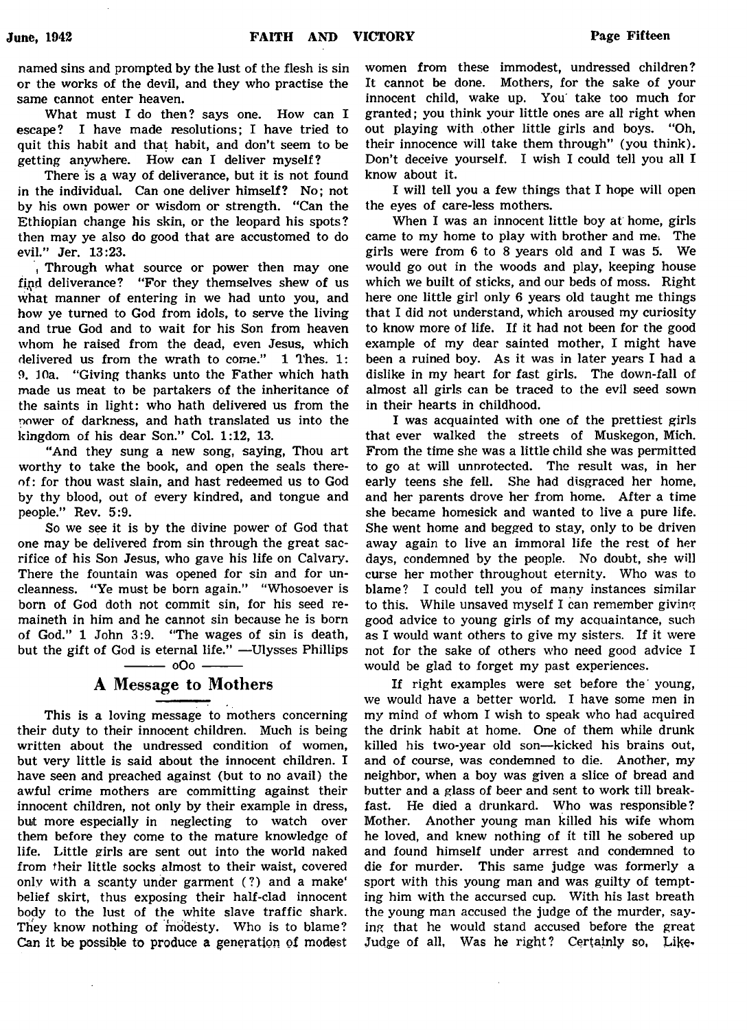named sins and prompted by the lust of the flesh is sin or the works of the devil, and they who practise the same cannot enter heaven.

What must I do then? says one. How can I escape? I have made resolutions; I have tried to quit this habit and that habit, and don't seem to be getting anywhere. How can I deliver myself?

There is a way of deliverance, but it is not found in the individual. Can one deliver himself? No; not by his own power or wisdom or strength. "Can the Ethiopian change his skin, or the leopard his spots? then may ye also do good that are accustomed to do evil." Jer. 13:23.

Through what source or power then may one find deliverance? "For they themselves shew of us what manner of entering in we had unto you, and how ye turned to God from idols, to serve the living and true God and to wait for his Son from heaven whom he raised from the dead, even Jesus, which delivered us from the wrath to come." 1 Thes. 1: 9, 10a. "Giving thanks unto the Father which hath made us meet to be partakers of the inheritance of the saints in light: who hath delivered us from the power of darkness, and hath translated us into the kingdom of his dear Son." Col. 1:12, 13.

"And they sung a new song, saying, Thou art worthy to take the book, and open the seals thereof: for thou wast slain, and hast redeemed us to God by thy blood, out of every kindred, and tongue and people." Rev. 5:9.

So we see it is by the divine power of God that one may be delivered from sin through the great sacrifice of his Son Jesus, who gave his life on Calvary. There the fountain was opened for sin and for uncleanness. "Ye must be born again." "Whosoever is born of God doth not commit sin, for his seed remaineth in him and he cannot sin because he is born of God." 1 John 3:9. "The wages of sin is death, but the gift of God is eternal life." —Ulysses Phillips

oOo

## A Message to Mothers

This is a loving message to mothers concerning their duty to their innocent children. Much is being written about the undressed condition of women, but very little is said about the innocent children. I have seen and preached against (but to no avail) the awful crime mothers are committing against their innocent children, not only by their example in dress, but more especially in neglecting to watch over them before they come to the mature knowledge of life. Little girls are sent out into the world naked from their little socks almost to their waist, covered only with a scanty under garment (?) and a make' belief skirt, thus exposing their half-clad innocent body to the lust of the white slave traffic shark. They know nothing of modesty. Who is to blame? Can it be possible to produce a generation of modest women from these immodest, undressed children? It cannot be done. Mothers, for the sake of your innocent child, wake up. You take too much for granted; you think your little ones are all right when out playing with other little girls and boys. "Oh, their innocence will take them through" (you think). Don't deceive yourself. I wish I could tell you all I know about it.

I will tell you a few things that I hope will open the eyes of care-less mothers.

When I was an innocent little boy at home, girls came to my home to play with brother and me. The girls were from 6 to 8 years old and I was 5. We would go out in the woods and play, keeping house which we built of sticks, and our beds of moss. Right here one little girl only 6 years old taught me things that I did not understand, which aroused my curiosity to know more of life. If it had not been for the good example of my dear sainted mother, I might have been a ruined boy. As it was in later years I had a dislike in my heart for fast girls. The down-fall of almost all girls can be traced to the evil seed sown in their hearts in childhood.

I was acquainted with one of the prettiest girls that ever walked the streets of Muskegon, Mich. From the time she was a little child she was permitted to go at will unprotected. The result was, in her early teens she fell. She had disgraced her home, and her parents drove her from home. After a time she became homesick and wanted to live a pure life. She went home and begged to stay, only to be driven away again to live an immoral life the rest of her days, condemned by the people. No doubt, she will curse her mother throughout eternity. Who was to blame? I could tell you of many instances similar to this. While unsaved myself I can remember giving good advice to young girls of my acquaintance, such as I would want others to give my sisters. If it were not for the sake of others who need good advice I would be glad to forget my past experiences.

If right examples were set before the young, we would have a better world. I have some men in my mind of whom I wish to speak who had acquired the drink habit at home. One of them while drunk killed his two-year old son—kicked his brains out, and of course, was condemned to die. Another, my neighbor, when a boy was given a slice of bread and butter and a glass of beer and sent to work till breakfast. He died a drunkard. Who was responsible? Mother. Another young man killed his wife whom he loved, and knew nothing of it till he sobered up and found himself under arrest and condemned to die for murder. This same judge was formerly a sport with this young man and was guilty of tempting him with the accursed cup. With his last breath the young man accused the judge of the murder, saying that he would stand accused before the great Judge of all. Was he right? Certainly so. Like-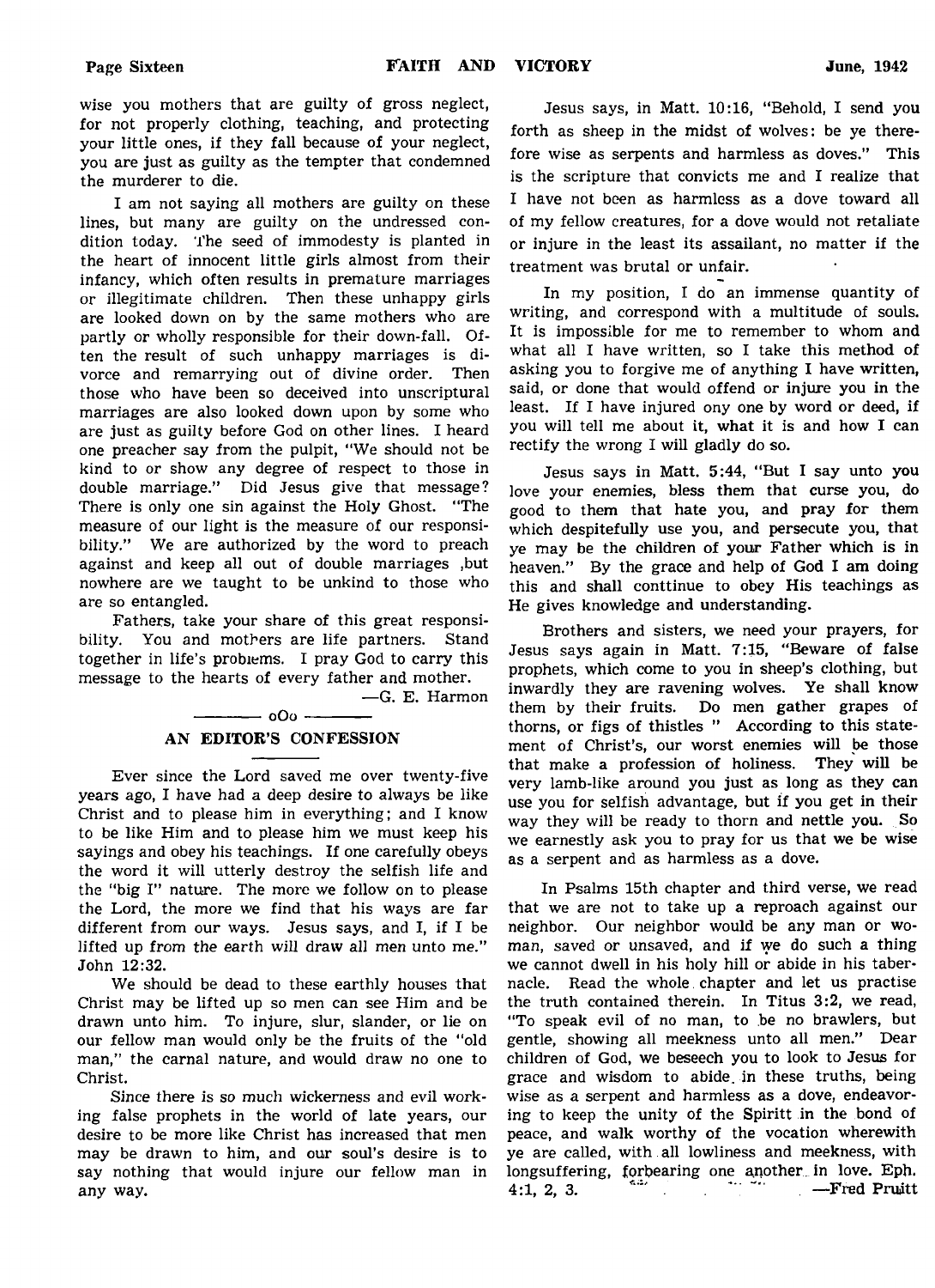wise you mothers that are guilty of gross neglect, for not properly clothing, teaching, and protecting your little ones, if they fall because of your neglect, you are just as guilty as the tempter that condemned the murderer to die.

I am not saying all mothers are guilty on these lines, but many are guilty on the undressed condition today. The seed of immodesty is planted in the heart of innocent little girls almost from their infancy, which often results in premature marriages or illegitimate children. Then these unhappy girls are looked down on by the same mothers who are partly or wholly responsible for their down-fall. Often the result of such unhappy marriages is divorce and remarrying out of divine order. Then those who have been so deceived into unscriptural marriages are also looked down upon by some who are just as guilty before God on other lines. I heard one preacher say from the pulpit, "We should not be kind to or show any degree of respect to those in double marriage." Did Jesus give that message? There is only one sin against the Holy Ghost. "The measure of our light is the measure of our responsibility." We are authorized by the word to preach against and keep all out of double marriages ,but nowhere are we taught to be unkind to those who are so entangled.

Fathers, take your share of this great responsibility. You and mothers are life partners. Stand together in life's problems. I pray God to carry this message to the hearts of every father and mother.

—G. E. Harmon

oOo

## AN EDITOR'S CONFESSION

Ever since the Lord saved me over twenty-five years ago, I have had a deep desire to always be like Christ and to please him in everything; and I know to be like Him and to please him we must keep his sayings and obey his teachings. If one carefully obeys the word it will utterly destroy the selfish life and the "big I" nature. The more we follow on to please the Lord, the more we find that his ways are far different from our ways. Jesus says, and I, if I be lifted up from the earth will draw all men unto me." John 12:32.

We should be dead to these earthly houses that Christ may be lifted up so men can see Him and be drawn unto him. To injure, slur, slander, or lie on our fellow man would only be the fruits of the "old man," the carnal nature, and would draw no one to Christ.

Since there is so much wickerness and evil working false prophets in the world of late years, our desire to be more like Christ has increased that men may be drawn to him, and our soul's desire is to say nothing that would injure our fellow man in any way.

Jesus says, in Matt. 10:16, "Behold, I send you forth as sheep in the midst of wolves: be ye therefore wise as serpents and harmless as doves." This is the scripture that convicts me and I realize that I have not been as harmless as a dove toward all of my fellow creatures, for a dove would not retaliate or injure in the least its assailant, no matter if the treatment was brutal or unfair.

In my position, I do an immense quantity of writing, and correspond with a multitude of souls. It is impossible for me to remember to whom and what all I have written, so I take this method of asking you to forgive me of anything I have written, said, or done that would offend or injure you in the least. If I have injured ony one by word or deed, if you will tell me about it, what it is and how I can rectify the wrong I will gladly do so.

Jesus says in Matt. 5:44, "But I say unto you love your enemies, bless them that curse you, do good to them that hate you, and pray for them which despitefully use you, and persecute you, that ye may be the children of your Father which is in heaven." By the grace and help of God I am doing this and shall conttinue to obey His teachings as He gives knowledge and understanding.

Brothers and sisters, we need your prayers, for Jesus says again in Matt. 7:15, "Beware of false prophets, which come to you in sheep's clothing, but inwardly they are ravening wolves. Ye shall know them by their fruits. Do men gather grapes of thorns, or figs of thistles " According to this statement of Christ's, our worst enemies will be those that make a profession of holiness. They will be very lamb-like around you just as long as they can use you for selfish advantage, but if you get in their way they will be ready to thorn and nettle you. So we earnestly ask you to pray for us that we be wise as a serpent and as harmless as a dove.

In Psalms 15th chapter and third verse, we read that we are not to take up a reproach against our neighbor. Our neighbor would be any man or woman, saved or unsaved, and if we do such a thing we cannot dwell in his holy hill or abide in his tabernacle. Read the whole chapter and let us practise the truth contained therein. In Titus 3:2, we read, "To speak evil of no man, to be no brawlers, but gentle, showing all meekness unto all men." Dear children of God, we beseech you to look to Jesus for grace and wisdom to abide in these truths, being wise as a serpent and harmless as a dove, endeavoring to keep the unity of the Spiritt in the bond of peace, and walk worthy of the vocation wherewith ye are called, with all lowliness and meekness, with longsuffering, forbearing one another in love. Eph. 4:1, 2, 3.

—Fred Pruitt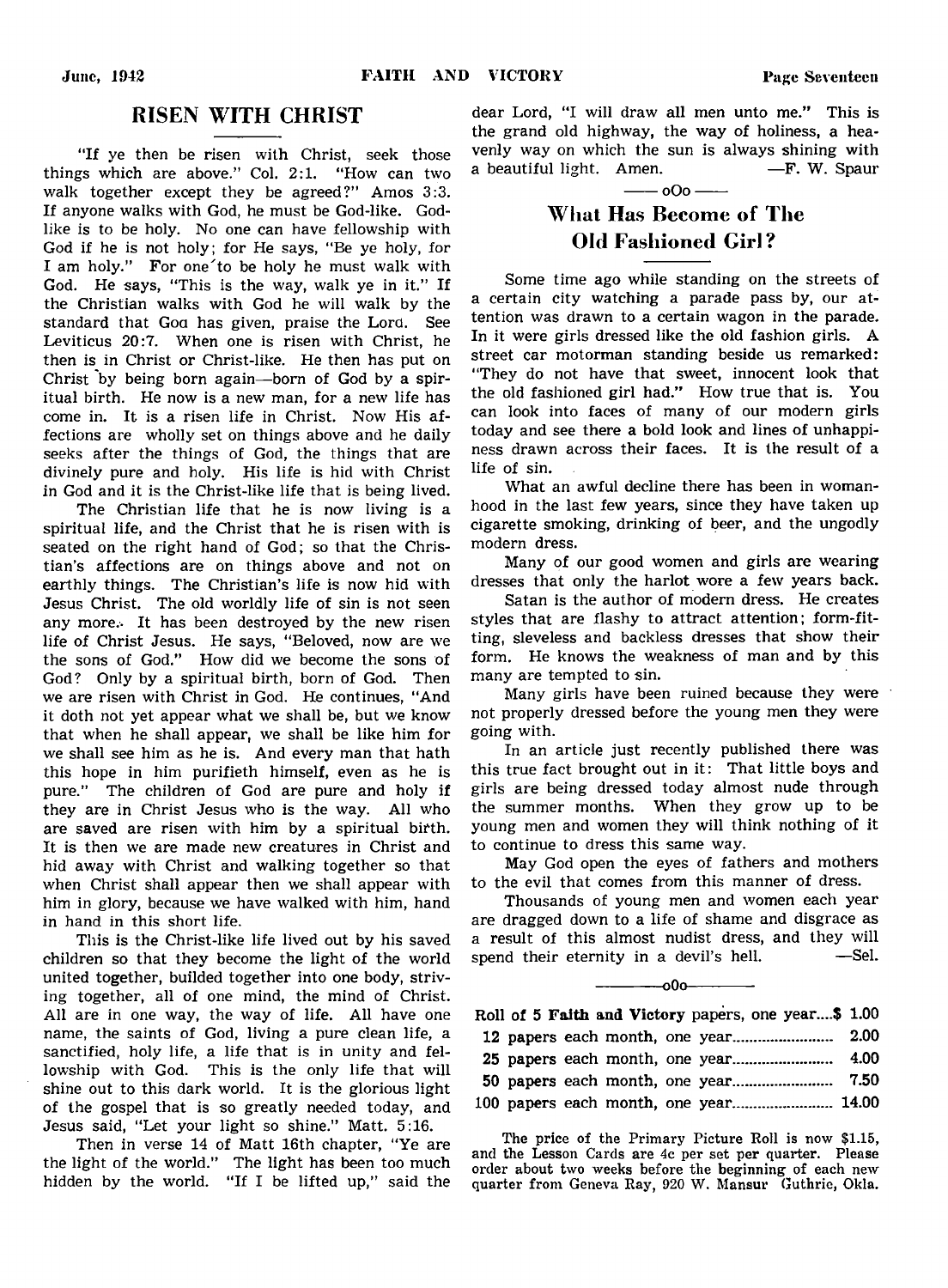## RISEN WITH CHRIST

"If ye then be risen with Christ, seek those things which are above." Col. 2:1. "How can two walk together except they be agreed?" Amos 3:3. If anyone walks with God, he must be God-like. God-like is to be holy. No one can have fellowship with God if he is not holy; for He says, "Be ye holy, for I am holy." For one to be holy he must walk with God. He says, "This is the way, walk ye in it." If the Christian walks with God he will walk by the standard that God has given, praise the Lord. See Leviticus 20:7. When one is risen with Christ, he then is in Christ or Christ-like. He then has put on Christ by being born again—born of God by a spiritual birth. He now is a new man, for a new life has come in. It is a risen life in Christ. Now His affections are wholly set on things above and he daily seeks after the things of God, the things that are divinely pure and holy. His life is hid with Christ in God and it is the Christ-like life that is being lived.

The Christian life that he is now living is a spiritual life, and the Christ that he is risen with is seated on the right hand of God; so that the Christian's affections are on things above and not on earthly things. The Christian's life is now hid with Jesus Christ. The old worldly life of sin is not seen any more. It has been destroyed by the new risen life of Christ Jesus. He says, "Beloved, now are we the sons of God." How did we become the sons of God? Only by a spiritual birth, born of God. Then we are risen with Christ in God. He continues, "And it doth not yet appear what we shall be, but we know that when he shall appear, we shall be like him for we shall see him as he is. And every man that hath this hope in him purifieth himself, even as he is pure." The children of God are pure and holy if they are in Christ Jesus who is the way. All who are saved are risen with him by a spiritual birth. It is then we are made new creatures in Christ and hid away with Christ and walking together so that when Christ shall appear then we shall appear with him in glory, because we have walked with him, hand in hand in this short life.

This is the Christ-like life lived out by his saved children so that they become the light of the world united together, builded together into one body, striving together, all of one mind, the mind of Christ. All are in one way, the way of life. All have one name, the saints of God, living a pure clean life, a sanctified, holy life, a life that is in unity and fellowship with God. This is the only life that will shine out to this dark world. It is the glorious light of the gospel that is so greatly needed today, and Jesus said, "Let your light so shine." Matt. 5:16.

Then in verse 14 of Matt 16th chapter, "Ye are the light of the world." The light has been too much hidden by the world. "If I be lifted up," said the dear Lord, "I will draw all men unto me." This is the grand old highway, the way of holiness, a heavenly way on which the sun is always shining with a beautiful light. Amen. —F. W. Spaur

—— oOo ——

## What Has Become of The Old Fashioned Girl?

Some time ago while standing on the streets of a certain city watching a parade pass by, our attention was drawn to a certain wagon in the parade. In it were girls dressed like the old fashion girls. A street car motorman standing beside us remarked: "They do not have that sweet, innocent look that the old fashioned girl had." How true that is. You can look into faces of many of our modern girls today and see there a bold look and lines of unhappiness drawn across their faces. It is the result of a life of sin.

What an awful decline there has been in womanhood in the last few years, since they have taken up cigarette smoking, drinking of beer, and the ungodly modern dress.

Many of our good women and girls are wearing dresses that only the harlot wore a few years back.

Satan is the author of modern dress. He creates styles that are flashy to attract attention; form-fitting, sleveless and backless dresses that show their form. He knows the weakness of man and by this many are tempted to sin.

Many girls have been ruined because they were not properly dressed before the young men they were going with.

In an article just recently published there was this true fact brought out in it: That little boys and girls are being dressed today almost nude through the summer months. When they grow up to be young men and women they will think nothing of it to continue to dress this same way.

May God open the eyes of fathers and mothers to the evil that comes from this manner of dress.

Thousands of young men and women each year are dragged down to a life of shame and disgrace as a result of this almost nudist dress, and they will spend their eternity in a devil's hell. —Sel.

—— oOo ——

| | |
|---|---|
| Roll of 5 **Faith and Victory** papers, one year | $ 1.00 |
| 12 papers each month, one year | 2.00 |
| 25 papers each month, one year | 4.00 |
| 50 papers each month, one year | 7.50 |
| 100 papers each month, one year | 14.00 |

The price of the Primary Picture Roll is now $1.15, and the Lesson Cards are 4c per set per quarter. Please order about two weeks before the beginning of each new quarter from Geneva Ray, 920 W. Mansur Guthrie, Okla.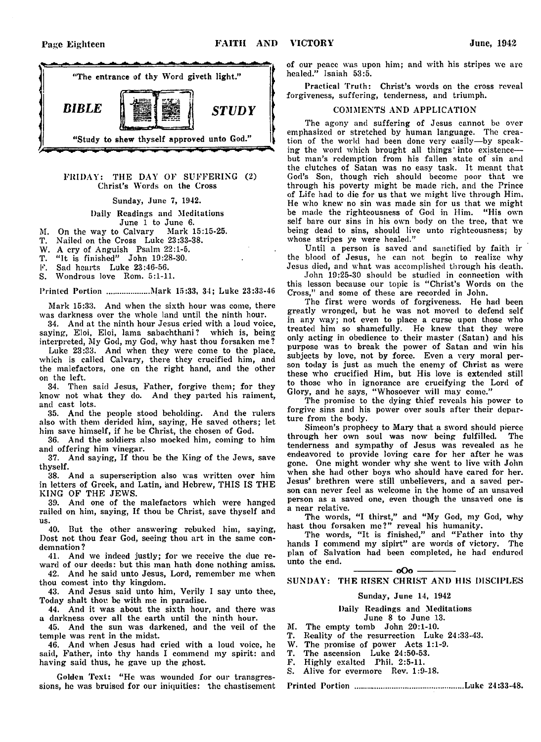"The entrance of thy Word giveth light."

***BIBLE STUDY***

"Study to shew thyself approved unto God."

## FRIDAY: THE DAY OF SUFFERING (2)

### Christ's Words on the Cross

Sunday, June 7, 1942.

Daily Readings and Meditations
June 1 to June 6.

M. On the way to Calvary Mark 15:15-25.
T. Nailed on the Cross Luke 23:33-38.
W. A cry of Anguish Psalm 22:1-5.
T. "It is finished" John 19:28-30.
F. Sad hearts Luke 23:46-56.
S. Wondrous love Rom. 5:1-11.

Printed Portion ..................Mark 15:33, 34; Luke 23:33-46

Mark 15:33. And when the sixth hour was come, there was darkness over the whole land until the ninth hour.

34. And at the ninth hour Jesus cried with a loud voice, saying, Eloi, Eloi, lama sabachthani? which is, being interpreted, My God, my God, why hast thou forsaken me?

Luke 23:33. And when they were come to the place, which is called Calvary, there they crucified him, and the malefactors, one on the right hand, and the other on the left.

34. Then said Jesus, Father, forgive them; for they know not what they do. And they parted his raiment, and cast lots.

35. And the people stood beholding. And the rulers also with them derided him, saying, He saved others; let him save himself, if he be Christ, the chosen of God.

36. And the soldiers also mocked him, coming to him and offering him vinegar.

37. And saying, If thou be the King of the Jews, save thyself.

38. And a superscription also was written over him in letters of Greek, and Latin, and Hebrew, THIS IS THE KING OF THE JEWS.

39. And one of the malefactors which were hanged railed on him, saying, If thou be Christ, save thyself and us.

40. But the other answering rebuked him, saying, Dost not thou fear God, seeing thou art in the same condemnation?

41. And we indeed justly; for we receive the due reward of our deeds: but this man hath done nothing amiss.

42. And he said unto Jesus, Lord, remember me when thou comest into thy kingdom.

43. And Jesus said unto him, Verily I say unto thee, Today shalt thou be with me in paradise.

44. And it was about the sixth hour, and there was a darkness over all the earth until the ninth hour.

45. And the sun was darkened, and the veil of the temple was rent in the midst.

46. And when Jesus had cried with a loud voice, he said, Father, into thy hands I commend my spirit: and having said thus, he gave up the ghost.

Golden Text: "He was wounded for our transgressions, he was bruised for our iniquities: the chastisement of our peace was upon him; and with his stripes we are healed." Isaiah 53:5.

Practical Truth: Christ's words on the cross reveal forgiveness, suffering, tenderness, and triumph.

### COMMENTS AND APPLICATION

The agony and suffering of Jesus cannot be over emphasized or stretched by human language. The creation of the world had been done very easily—by speaking the word which brought all things into existence—but man's redemption from his fallen state of sin and the clutches of Satan was no easy task. It meant that God's Son, though rich should become poor that we through his poverty might be made rich, and the Prince of Life had to die for us that we might live through Him. He who knew no sin was made sin for us that we might be made the righteousness of God in Him. "His own self bare our sins in his own body on the tree, that we being dead to sins, should live unto righteousness; by whose stripes ye were healed."

Until a person is saved and sanctified by faith in the blood of Jesus, he can not begin to realize why Jesus died, and what was accomplished through his death.

John 19:25-30 should be studied in connection with this lesson because our topic is "Christ's Words on the Cross," and some of these are recorded in John.

The first were words of forgiveness. He had been greatly wronged, but he was not moved to defend self in any way; not even to place a curse upon those who treated him so shamefully. He knew that they were only acting in obedience to their master (Satan) and his purpose was to break the power of Satan and win his subjects by love, not by force. Even a very moral person today is just as much the enemy of Christ as were these who crucified Him, but His love is extended still to those who in ignorance are crucifying the Lord of Glory, and he says, "Whosoever will may come."

The promise to the dying thief reveals his power to forgive sins and his power over souls after their departure from the body.

Simeon's prophecy to Mary that a sword should pierce through her own soul was now being fulfilled. The tenderness and sympathy of Jesus was revealed as he endeavored to provide loving care for her after he was gone. One might wonder why she went to live with John when she had other boys who should have cared for her. Jesus' brethren were still unbelievers, and a saved person can never feel as welcome in the home of an unsaved person as a saved one, even though the unsaved one is a near relative.

The words, "I thirst," and "My God, my God, why hast thou forsaken me?" reveal his humanity.

The words, "It is finished," and "Father into thy hands I commend my sipirt" are words of victory. The plan of Salvation had been completed, he had endured unto the end.

---

## SUNDAY: THE RISEN CHRIST AND HIS DISCIPLES

Sunday, June 14, 1942

Daily Readings and Meditations
June 8 to June 13.

M. The empty tomb John 20:1-10.
T. Reality of the resurrection Luke 24:33-43.
W. The promise of power Acts 1:1-9.
T. The ascension Luke 24:50-53.
F. Highly exalted Phil. 2:5-11.
S. Alive for evermore Rev. 1:9-18.

Printed Portion ..............................................Luke 24:33-48.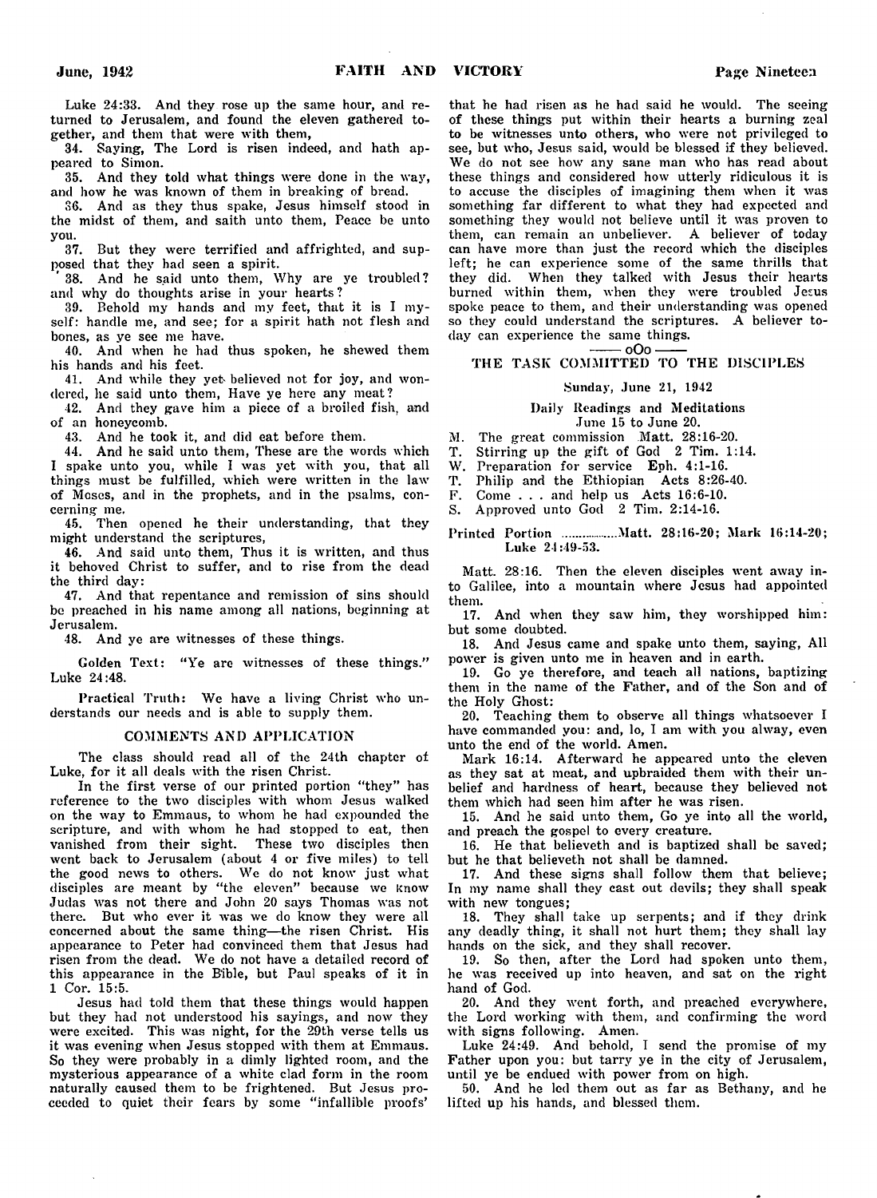Luke 24:33. And they rose up the same hour, and returned to Jerusalem, and found the eleven gathered together, and them that were with them,

34. Saying, The Lord is risen indeed, and hath appeared to Simon.

35. And they told what things were done in the way, and how he was known of them in breaking of bread.

36. And as they thus spake, Jesus himself stood in the midst of them, and saith unto them, Peace be unto you.

37. But they were terrified and affrighted, and supposed that they had seen a spirit.

38. And he said unto them, Why are ye troubled? and why do thoughts arise in your hearts?

39. Behold my hands and my feet, that it is I myself: handle me, and see; for a spirit hath not flesh and bones, as ye see me have.

40. And when he had thus spoken, he shewed them his hands and his feet.

41. And while they yet believed not for joy, and wondered, he said unto them, Have ye here any meat?

42. And they gave him a piece of a broiled fish, and of an honeycomb.

43. And he took it, and did eat before them.

44. And he said unto them, These are the words which I spake unto you, while I was yet with you, that all things must be fulfilled, which were written in the law of Moses, and in the prophets, and in the psalms, concerning me.

45. Then opened he their understanding, that they might understand the scriptures,

46. And said unto them, Thus it is written, and thus it behoved Christ to suffer, and to rise from the dead the third day:

47. And that repentance and remission of sins should be preached in his name among all nations, beginning at Jerusalem.

48. And ye are witnesses of these things.

Golden Text: "Ye are witnesses of these things." Luke 24:48.

Practical Truth: We have a living Christ who understands our needs and is able to supply them.

## COMMENTS AND APPLICATION

The class should read all of the 24th chapter of Luke, for it all deals with the risen Christ.

In the first verse of our printed portion "they" has reference to the two disciples with whom Jesus walked on the way to Emmaus, to whom he had expounded the scripture, and with whom he had stopped to eat, then vanished from their sight. These two disciples then went back to Jerusalem (about 4 or five miles) to tell the good news to others. We do not know just what disciples are meant by "the eleven" because we know Judas was not there and John 20 says Thomas was not there. But who ever it was we do know they were all concerned about the same thing—the risen Christ. His appearance to Peter had convinced them that Jesus had risen from the dead. We do not have a detailed record of this appearance in the Bible, but Paul speaks of it in 1 Cor. 15:5.

Jesus had told them that these things would happen but they had not understood his sayings, and now they were excited. This was night, for the 29th verse tells us it was evening when Jesus stopped with them at Emmaus. So they were probably in a dimly lighted room, and the mysterious appearance of a white clad form in the room naturally caused them to be frightened. But Jesus proceeded to quiet their fears by some "infallible proofs' that he had risen as he had said he would. The seeing of these things put within their hearts a burning zeal to be witnesses unto others, who were not privileged to see, but who, Jesus said, would be blessed if they believed. We do not see how any sane man who has read about these things and considered how utterly ridiculous it is to accuse the disciples of imagining them when it was something far different to what they had expected and something they would not believe until it was proven to them, can remain an unbeliever. A believer of today can have more than just the record which the disciples left; he can experience some of the same thrills that they did. When they talked with Jesus their hearts burned within them, when they were troubled Jesus spoke peace to them, and their understanding was opened so they could understand the scriptures. A believer today can experience the same things.

—— oOo ——

## THE TASK COMMITTED TO THE DISCIPLES

Sunday, June 21, 1942

Daily Readings and Meditations
June 15 to June 20.

M. The great commission Matt. 28:16-20.
T. Stirring up the gift of God 2 Tim. 1:14.
W. Preparation for service Eph. 4:1-16.
T. Philip and the Ethiopian Acts 8:26-40.
F. Come . . . and help us Acts 16:6-10.
S. Approved unto God 2 Tim. 2:14-16.

Printed Portion ................Matt. 28:16-20; Mark 16:14-20; Luke 24:49-53.

Matt. 28:16. Then the eleven disciples went away into Galilee, into a mountain where Jesus had appointed them.

17. And when they saw him, they worshipped him: but some doubted.

18. And Jesus came and spake unto them, saying, All power is given unto me in heaven and in earth.

19. Go ye therefore, and teach all nations, baptizing them in the name of the Father, and of the Son and of the Holy Ghost:

20. Teaching them to observe all things whatsoever I have commanded you: and, lo, I am with you alway, even unto the end of the world. Amen.

Mark 16:14. Afterward he appeared unto the eleven as they sat at meat, and upbraided them with their unbelief and hardness of heart, because they believed not them which had seen him after he was risen.

15. And he said unto them, Go ye into all the world, and preach the gospel to every creature.

16. He that believeth and is baptized shall be saved; but he that believeth not shall be damned.

17. And these signs shall follow them that believe; In my name shall they cast out devils; they shall speak with new tongues;

18. They shall take up serpents; and if they drink any deadly thing, it shall not hurt them; they shall lay hands on the sick, and they shall recover.

19. So then, after the Lord had spoken unto them, he was received up into heaven, and sat on the right hand of God.

20. And they went forth, and preached everywhere, the Lord working with them, and confirming the word with signs following. Amen.

Luke 24:49. And behold, I send the promise of my Father upon you: but tarry ye in the city of Jerusalem, until ye be endued with power from on high.

50. And he led them out as far as Bethany, and he lifted up his hands, and blessed them.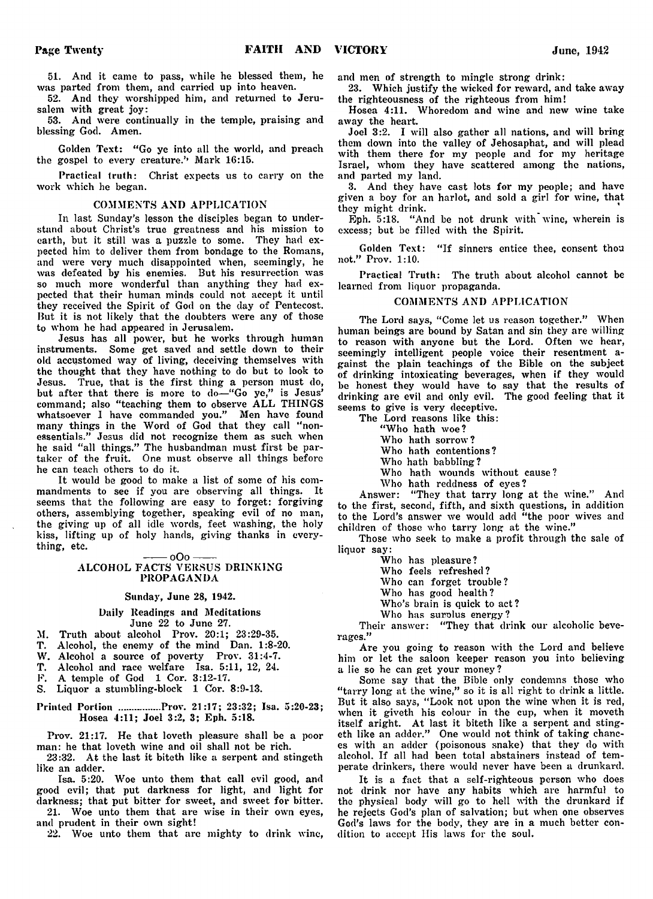51. And it came to pass, while he blessed them, he was parted from them, and carried up into heaven.

52. And they worshipped him, and returned to Jerusalem with great joy:

53. And were continually in the temple, praising and blessing God. Amen.

Golden Text: "Go ye into all the world, and preach the gospel to every creature." Mark 16:15.

Practical truth: Christ expects us to carry on the work which he began.

### COMMENTS AND APPLICATION

In last Sunday's lesson the disciples began to understand about Christ's true greatness and his mission to earth, but it still was a puzzle to some. They had expected him to deliver them from bondage to the Romans, and were very much disappointed when, seemingly, he was defeated by his enemies. But his resurrection was so much more wonderful than anything they had expected that their human minds could not accept it until they received the Spirit of God on the day of Pentecost. But it is not likely that the doubters were any of those to whom he had appeared in Jerusalem.

Jesus has all power, but he works through human instruments. Some get saved and settle down to their old accustomed way of living, deceiving themselves with the thought that they have nothing to do but to look to Jesus. True, that is the first thing a person must do, but after that there is more to do—"Go ye," is Jesus' command; also "teaching them to observe ALL THINGS whatsoever I have commanded you." Men have found many things in the Word of God that they call "non-essentials." Jesus did not recognize them as such when he said "all things." The husbandman must first be partaker of the fruit. One must observe all things before he can teach others to do it.

It would be good to make a list of some of his commandments to see if you are observing all things. It seems that the following are easy to forget: forgiving others, assemblying together, speaking evil of no man, the giving up of all idle words, feet washing, the holy kiss, lifting up of holy hands, giving thanks in everything, etc.

—— oOo ——

## ALCOHOL FACTS VERSUS DRINKING PROPAGANDA

Sunday, June 28, 1942.

Daily Readings and Meditations
June 22 to June 27.

M. Truth about alcohol Prov. 20:1; 23:29-35.
T. Alcohol, the enemy of the mind Dan. 1:8-20.
W. Alcohol a source of poverty Prov. 31:4-7.
T. Alcohol and race welfare Isa. 5:11, 12, 24.
F. A temple of God 1 Cor. 3:12-17.
S. Liquor a stumbling-block 1 Cor. 8:9-13.

Printed Portion ................Prov. 21:17; 23:32; Isa. 5:20-23; Hosea 4:11; Joel 3:2, 3; Eph. 5:18.

Prov. 21:17. He that loveth pleasure shall be a poor man: he that loveth wine and oil shall not be rich.

23:32. At the last it biteth like a serpent and stingeth like an adder.

Isa. 5:20. Woe unto them that call evil good, and good evil; that put darkness for light, and light for darkness; that put bitter for sweet, and sweet for bitter.

21. Woe unto them that are wise in their own eyes, and prudent in their own sight!

22. Woe unto them that are mighty to drink wine, and men of strength to mingle strong drink:

23. Which justify the wicked for reward, and take away the righteousness of the righteous from him!

Hosea 4:11. Whoredom and wine and new wine take away the heart.

Joel 3:2. I will also gather all nations, and will bring them down into the valley of Jehosaphat, and will plead with them there for my people and for my heritage Israel, whom they have scattered among the nations, and parted my land.

3. And they have cast lots for my people; and have given a boy for an harlot, and sold a girl for wine, that they might drink.

Eph. 5:18. "And be not drunk with wine, wherein is excess; but be filled with the Spirit.

Golden Text: "If sinners entice thee, consent thou not." Prov. 1:10.

Practical Truth: The truth about alcohol cannot be learned from liquor propaganda.

### COMMENTS AND APPLICATION

The Lord says, "Come let us reason together." When human beings are bound by Satan and sin they are willing to reason with anyone but the Lord. Often we hear, seemingly intelligent people voice their resentment against the plain teachings of the Bible on the subject of drinking intoxicating beverages, when if they would be honest they would have to say that the results of drinking are evil and only evil. The good feeling that it seems to give is very deceptive.

The Lord reasons like this:

"Who hath woe?
Who hath sorrow?
Who hath contentions?
Who hath babbling?
Who hath wounds without cause?
Who hath reddness of eyes?

Answer: "They that tarry long at the wine." And to the first, second, fifth, and sixth questions, in addition to the Lord's answer we would add "the poor wives and children of those who tarry long at the wine."

Those who seek to make a profit through the sale of liquor say:

Who has pleasure?
Who feels refreshed?
Who can forget trouble?
Who has good health?
Who's brain is quick to act?
Who has surplus energy?

Their answer: "They that drink our alcoholic beverages."

Are you going to reason with the Lord and believe him or let the saloon keeper reason you into believing a lie so he can get your money?

Some say that the Bible only condemns those who "tarry long at the wine," so it is all right to drink a little. But it also says, "Look not upon the wine when it is red, when it giveth his colour in the cup, when it moveth itself aright. At last it biteth like a serpent and stingeth like an adder." One would not think of taking chances with an adder (poisonous snake) that they do with alcohol. If all had been total abstainers instead of temperate drinkers, there would never have been a drunkard.

It is a fact that a self-righteous person who does not drink nor have any habits which are harmful to the physical body will go to hell with the drunkard if he rejects God's plan of salvation; but when one observes God's laws for the body, they are in a much better condition to accept His laws for the soul.